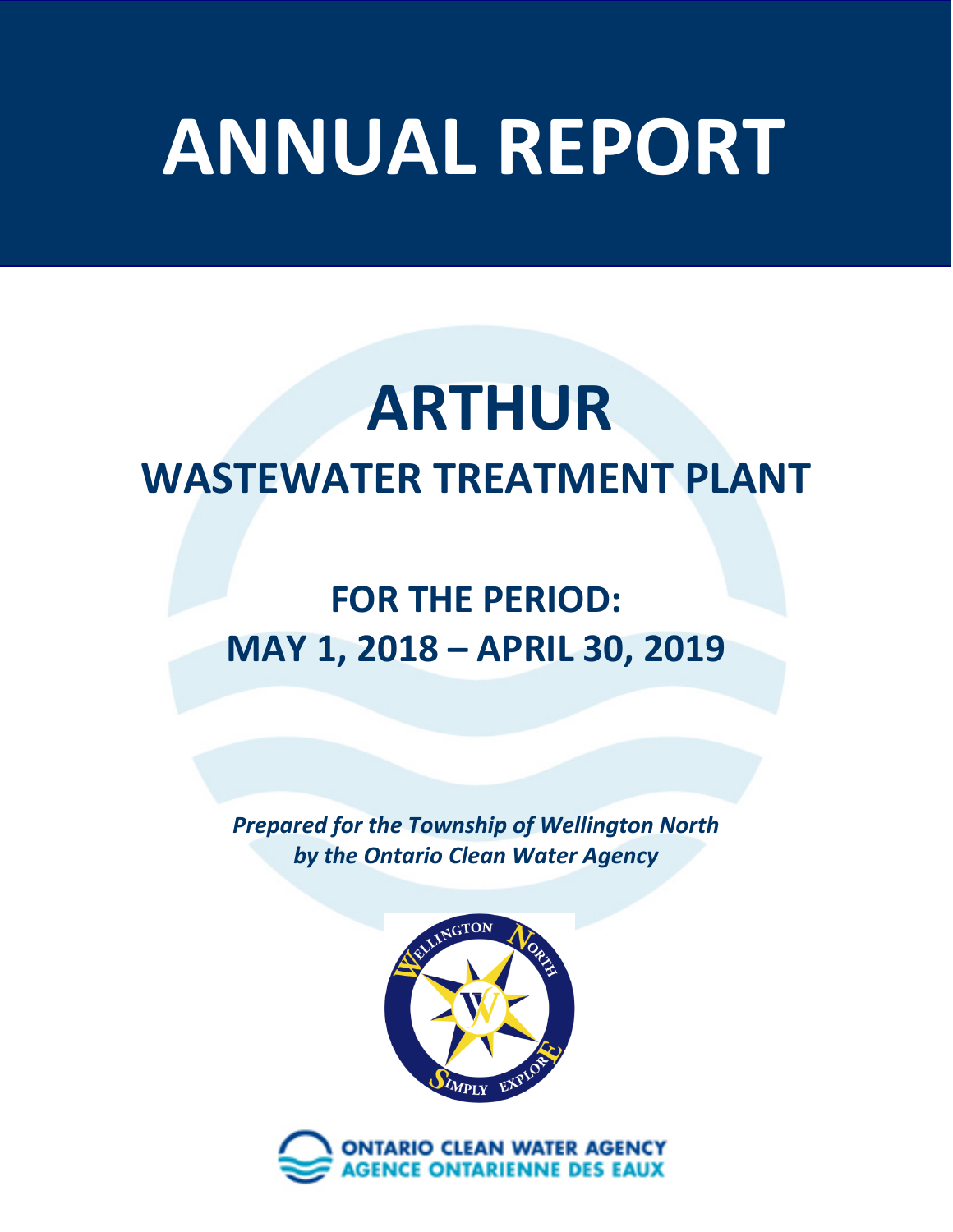# ANNUAL REPORT

# ARTHUR

## WASTEWATER TREATMENT PLANT

### FOR THE PERIOD:
### MAY 1, 2018 – APRIL 30, 2019

***Prepared for the Township of Wellington North***
***by the Ontario Clean Water Agency***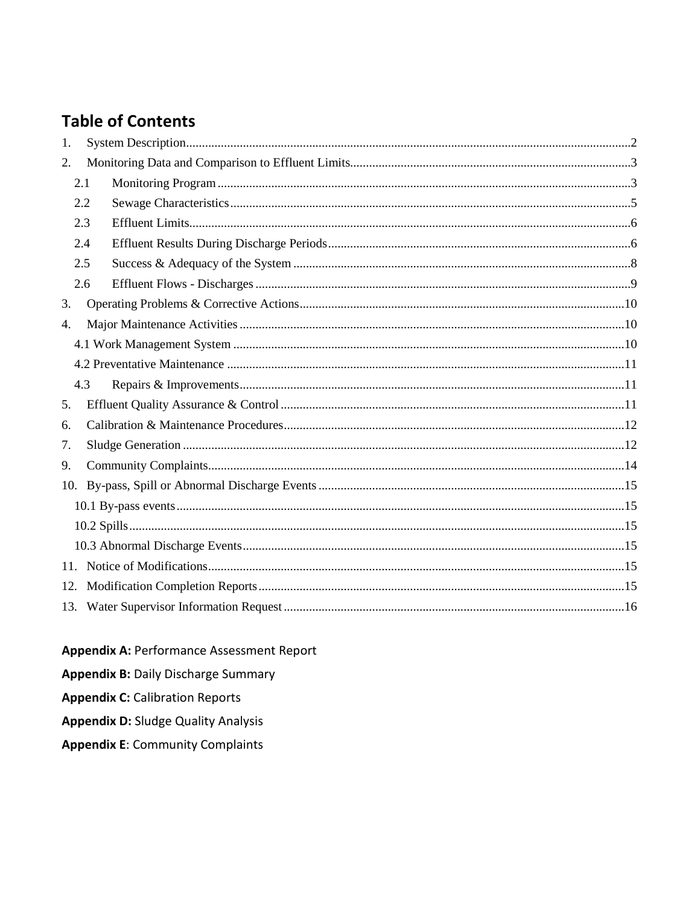# Table of Contents

1. System Description .......... 2
2. Monitoring Data and Comparison to Effluent Limits .......... 3
   - 2.1 Monitoring Program .......... 3
   - 2.2 Sewage Characteristics .......... 5
   - 2.3 Effluent Limits .......... 6
   - 2.4 Effluent Results During Discharge Periods .......... 6
   - 2.5 Success & Adequacy of the System .......... 8
   - 2.6 Effluent Flows - Discharges .......... 9
3. Operating Problems & Corrective Actions .......... 10
4. Major Maintenance Activities .......... 10
   - 4.1 Work Management System .......... 10
   - 4.2 Preventative Maintenance .......... 11
   - 4.3 Repairs & Improvements .......... 11
5. Effluent Quality Assurance & Control .......... 11
6. Calibration & Maintenance Procedures .......... 12
7. Sludge Generation .......... 12
9. Community Complaints .......... 14
10. By-pass, Spill or Abnormal Discharge Events .......... 15
    - 10.1 By-pass events .......... 15
    - 10.2 Spills .......... 15
    - 10.3 Abnormal Discharge Events .......... 15
11. Notice of Modifications .......... 15
12. Modification Completion Reports .......... 15
13. Water Supervisor Information Request .......... 16

**Appendix A:** Performance Assessment Report

**Appendix B:** Daily Discharge Summary

**Appendix C:** Calibration Reports

**Appendix D:** Sludge Quality Analysis

**Appendix E**: Community Complaints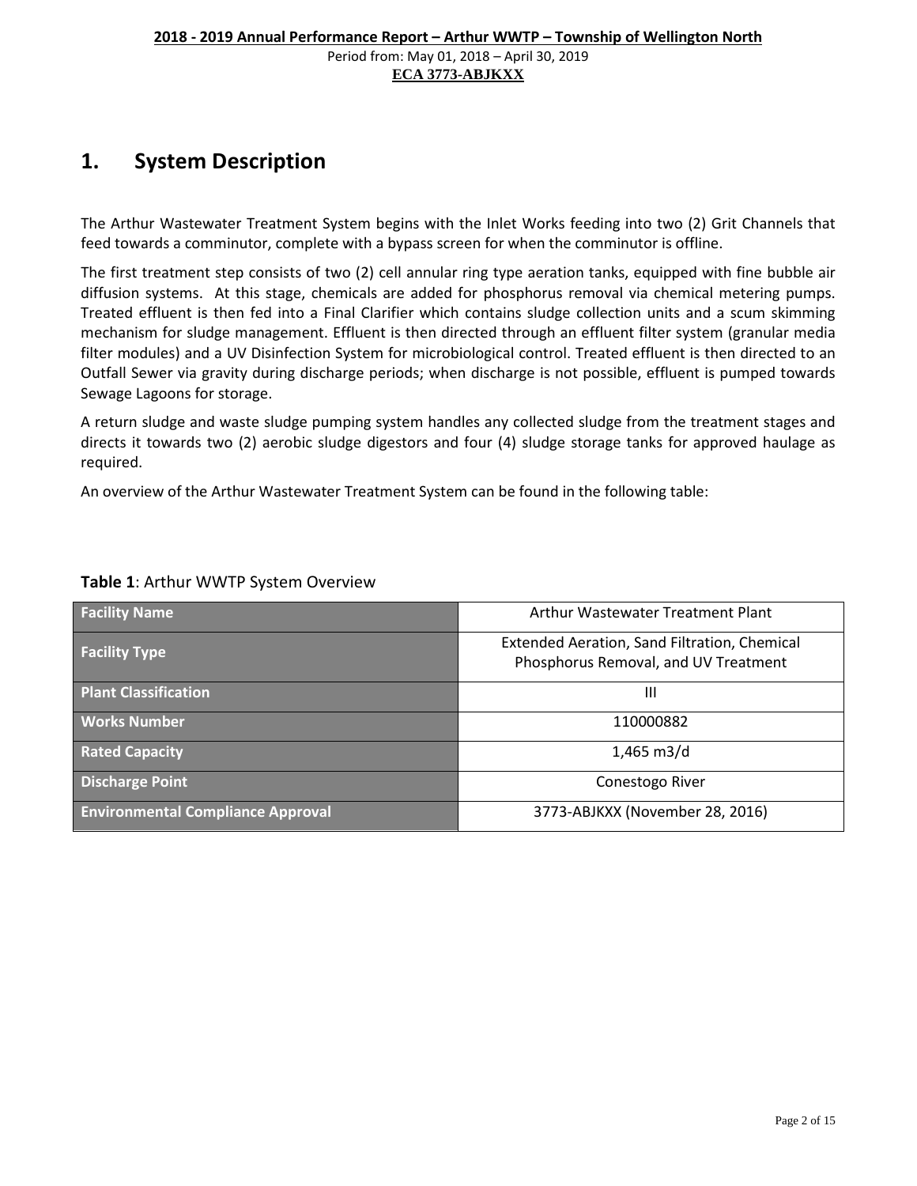# 1. System Description

The Arthur Wastewater Treatment System begins with the Inlet Works feeding into two (2) Grit Channels that feed towards a comminutor, complete with a bypass screen for when the comminutor is offline.

The first treatment step consists of two (2) cell annular ring type aeration tanks, equipped with fine bubble air diffusion systems. At this stage, chemicals are added for phosphorus removal via chemical metering pumps. Treated effluent is then fed into a Final Clarifier which contains sludge collection units and a scum skimming mechanism for sludge management. Effluent is then directed through an effluent filter system (granular media filter modules) and a UV Disinfection System for microbiological control. Treated effluent is then directed to an Outfall Sewer via gravity during discharge periods; when discharge is not possible, effluent is pumped towards Sewage Lagoons for storage.

A return sludge and waste sludge pumping system handles any collected sludge from the treatment stages and directs it towards two (2) aerobic sludge digestors and four (4) sludge storage tanks for approved haulage as required.

An overview of the Arthur Wastewater Treatment System can be found in the following table:

**Table 1**: Arthur WWTP System Overview

| | |
|---|---|
| **Facility Name** | Arthur Wastewater Treatment Plant |
| **Facility Type** | Extended Aeration, Sand Filtration, Chemical Phosphorus Removal, and UV Treatment |
| **Plant Classification** | III |
| **Works Number** | 110000882 |
| **Rated Capacity** | 1,465 m3/d |
| **Discharge Point** | Conestogo River |
| **Environmental Compliance Approval** | 3773-ABJKXX (November 28, 2016) |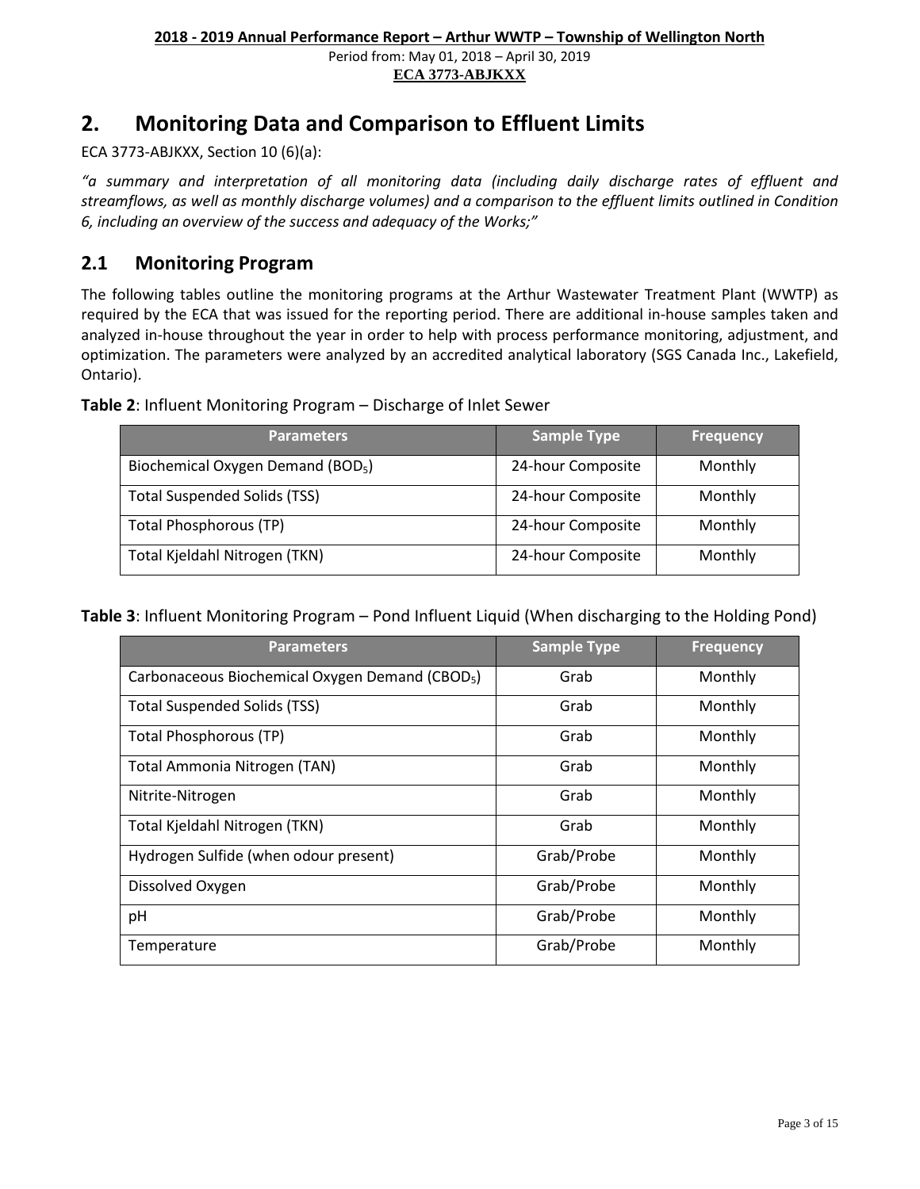# 2. Monitoring Data and Comparison to Effluent Limits

ECA 3773-ABJKXX, Section 10 (6)(a):

*"a summary and interpretation of all monitoring data (including daily discharge rates of effluent and streamflows, as well as monthly discharge volumes) and a comparison to the effluent limits outlined in Condition 6, including an overview of the success and adequacy of the Works;"*

## 2.1 Monitoring Program

The following tables outline the monitoring programs at the Arthur Wastewater Treatment Plant (WWTP) as required by the ECA that was issued for the reporting period. There are additional in-house samples taken and analyzed in-house throughout the year in order to help with process performance monitoring, adjustment, and optimization. The parameters were analyzed by an accredited analytical laboratory (SGS Canada Inc., Lakefield, Ontario).

**Table 2**: Influent Monitoring Program – Discharge of Inlet Sewer

| Parameters | Sample Type | Frequency |
|---|---|---|
| Biochemical Oxygen Demand ($BOD_5$) | 24-hour Composite | Monthly |
| Total Suspended Solids (TSS) | 24-hour Composite | Monthly |
| Total Phosphorous (TP) | 24-hour Composite | Monthly |
| Total Kjeldahl Nitrogen (TKN) | 24-hour Composite | Monthly |

**Table 3**: Influent Monitoring Program – Pond Influent Liquid (When discharging to the Holding Pond)

| Parameters | Sample Type | Frequency |
|---|---|---|
| Carbonaceous Biochemical Oxygen Demand ($CBOD_5$) | Grab | Monthly |
| Total Suspended Solids (TSS) | Grab | Monthly |
| Total Phosphorous (TP) | Grab | Monthly |
| Total Ammonia Nitrogen (TAN) | Grab | Monthly |
| Nitrite-Nitrogen | Grab | Monthly |
| Total Kjeldahl Nitrogen (TKN) | Grab | Monthly |
| Hydrogen Sulfide (when odour present) | Grab/Probe | Monthly |
| Dissolved Oxygen | Grab/Probe | Monthly |
| pH | Grab/Probe | Monthly |
| Temperature | Grab/Probe | Monthly |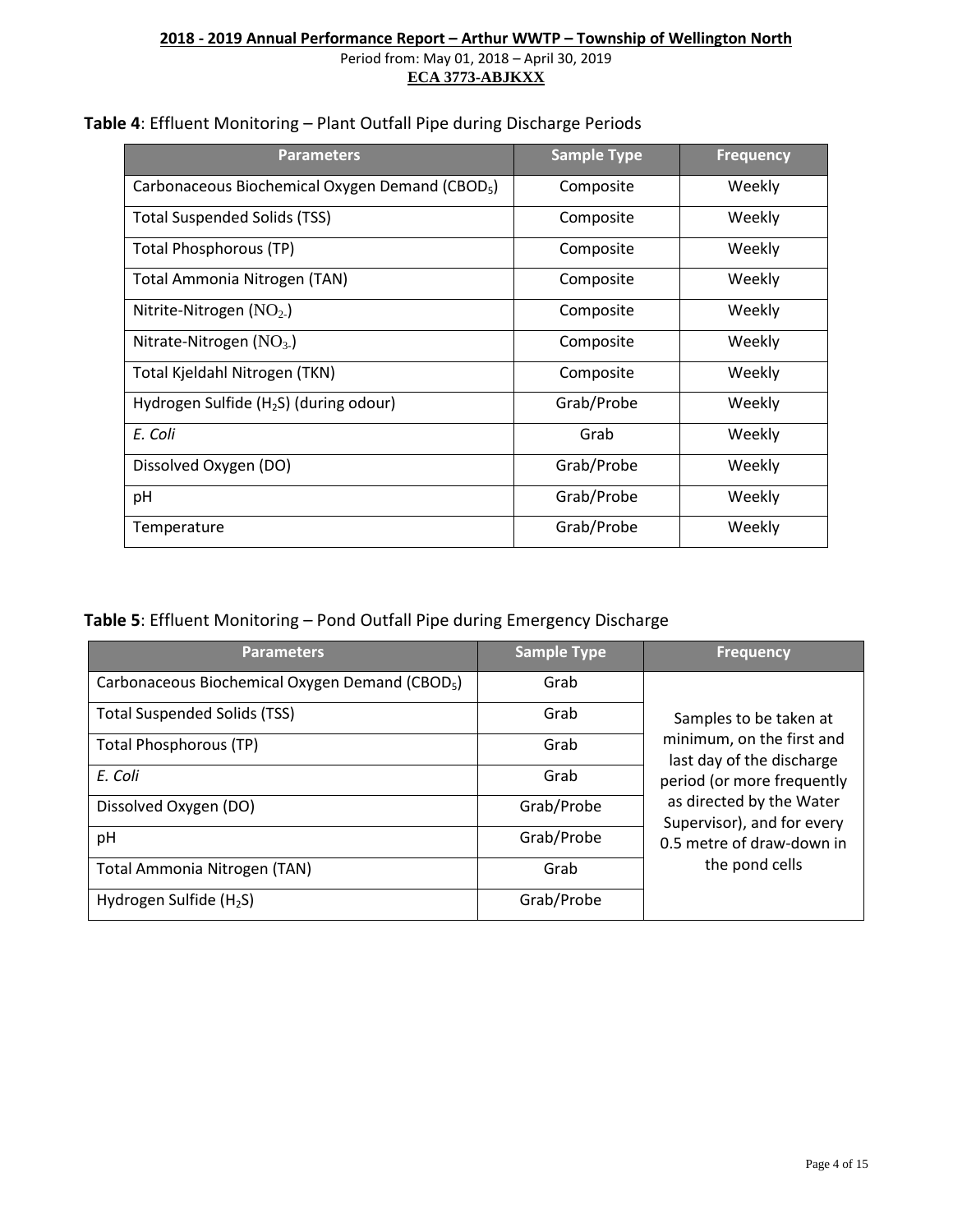**Table 4**: Effluent Monitoring – Plant Outfall Pipe during Discharge Periods

| Parameters | Sample Type | Frequency |
|---|---|---|
| Carbonaceous Biochemical Oxygen Demand ($CBOD_5$) | Composite | Weekly |
| Total Suspended Solids (TSS) | Composite | Weekly |
| Total Phosphorous (TP) | Composite | Weekly |
| Total Ammonia Nitrogen (TAN) | Composite | Weekly |
| Nitrite-Nitrogen ($NO_{2-}$) | Composite | Weekly |
| Nitrate-Nitrogen ($NO_{3-}$) | Composite | Weekly |
| Total Kjeldahl Nitrogen (TKN) | Composite | Weekly |
| Hydrogen Sulfide ($H_2S$) (during odour) | Grab/Probe | Weekly |
| *E. Coli* | Grab | Weekly |
| Dissolved Oxygen (DO) | Grab/Probe | Weekly |
| pH | Grab/Probe | Weekly |
| Temperature | Grab/Probe | Weekly |

**Table 5**: Effluent Monitoring – Pond Outfall Pipe during Emergency Discharge

| Parameters | Sample Type | Frequency |
|---|---|---|
| Carbonaceous Biochemical Oxygen Demand ($CBOD_5$) | Grab | Samples to be taken at minimum, on the first and last day of the discharge period (or more frequently as directed by the Water Supervisor), and for every 0.5 metre of draw-down in the pond cells |
| Total Suspended Solids (TSS) | Grab | |
| Total Phosphorous (TP) | Grab | |
| *E. Coli* | Grab | |
| Dissolved Oxygen (DO) | Grab/Probe | |
| pH | Grab/Probe | |
| Total Ammonia Nitrogen (TAN) | Grab | |
| Hydrogen Sulfide ($H_2S$) | Grab/Probe | |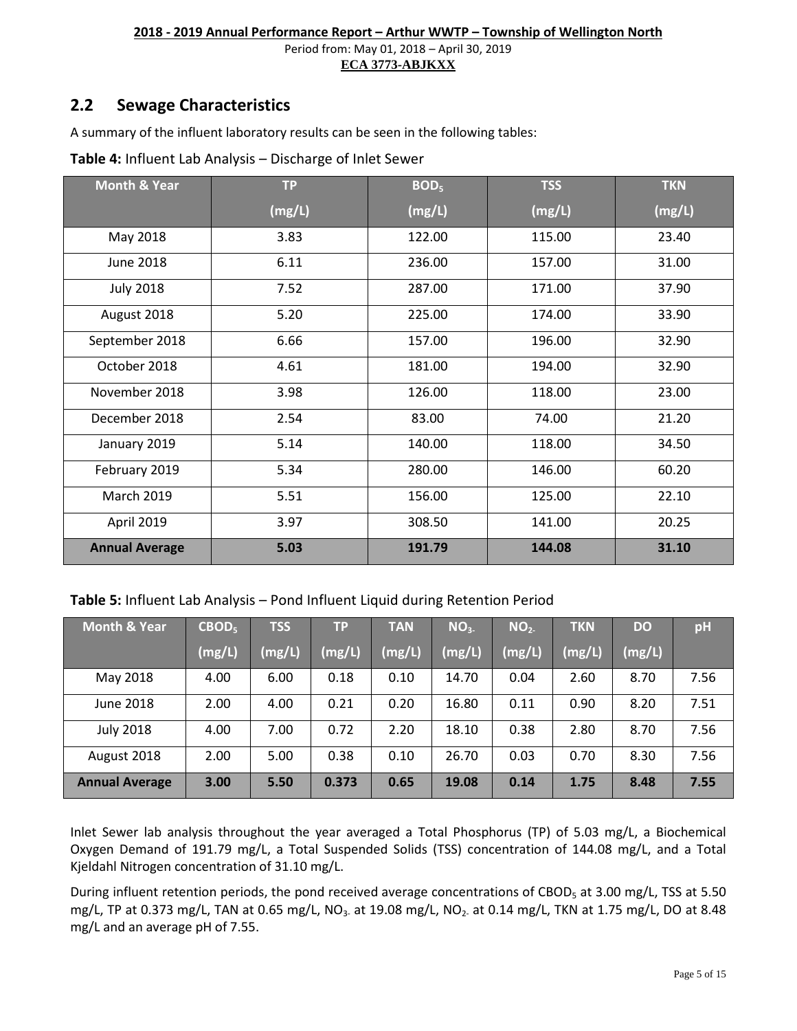## 2.2 Sewage Characteristics

A summary of the influent laboratory results can be seen in the following tables:

**Table 4:** Influent Lab Analysis – Discharge of Inlet Sewer

| Month & Year | TP (mg/L) | $BOD_5$ (mg/L) | TSS (mg/L) | TKN (mg/L) |
|---|---|---|---|---|
| May 2018 | 3.83 | 122.00 | 115.00 | 23.40 |
| June 2018 | 6.11 | 236.00 | 157.00 | 31.00 |
| July 2018 | 7.52 | 287.00 | 171.00 | 37.90 |
| August 2018 | 5.20 | 225.00 | 174.00 | 33.90 |
| September 2018 | 6.66 | 157.00 | 196.00 | 32.90 |
| October 2018 | 4.61 | 181.00 | 194.00 | 32.90 |
| November 2018 | 3.98 | 126.00 | 118.00 | 23.00 |
| December 2018 | 2.54 | 83.00 | 74.00 | 21.20 |
| January 2019 | 5.14 | 140.00 | 118.00 | 34.50 |
| February 2019 | 5.34 | 280.00 | 146.00 | 60.20 |
| March 2019 | 5.51 | 156.00 | 125.00 | 22.10 |
| April 2019 | 3.97 | 308.50 | 141.00 | 20.25 |
| **Annual Average** | **5.03** | **191.79** | **144.08** | **31.10** |

**Table 5:** Influent Lab Analysis – Pond Influent Liquid during Retention Period

| Month & Year | $CBOD_5$ (mg/L) | TSS (mg/L) | TP (mg/L) | TAN (mg/L) | $NO_{3-}$ (mg/L) | $NO_{2-}$ (mg/L) | TKN (mg/L) | DO (mg/L) | pH |
|---|---|---|---|---|---|---|---|---|---|
| May 2018 | 4.00 | 6.00 | 0.18 | 0.10 | 14.70 | 0.04 | 2.60 | 8.70 | 7.56 |
| June 2018 | 2.00 | 4.00 | 0.21 | 0.20 | 16.80 | 0.11 | 0.90 | 8.20 | 7.51 |
| July 2018 | 4.00 | 7.00 | 0.72 | 2.20 | 18.10 | 0.38 | 2.80 | 8.70 | 7.56 |
| August 2018 | 2.00 | 5.00 | 0.38 | 0.10 | 26.70 | 0.03 | 0.70 | 8.30 | 7.56 |
| **Annual Average** | **3.00** | **5.50** | **0.373** | **0.65** | **19.08** | **0.14** | **1.75** | **8.48** | **7.55** |

Inlet Sewer lab analysis throughout the year averaged a Total Phosphorus (TP) of 5.03 mg/L, a Biochemical Oxygen Demand of 191.79 mg/L, a Total Suspended Solids (TSS) concentration of 144.08 mg/L, and a Total Kjeldahl Nitrogen concentration of 31.10 mg/L.

During influent retention periods, the pond received average concentrations of $CBOD_5$ at 3.00 mg/L, TSS at 5.50 mg/L, TP at 0.373 mg/L, TAN at 0.65 mg/L, $NO_{3-}$ at 19.08 mg/L, $NO_{2-}$ at 0.14 mg/L, TKN at 1.75 mg/L, DO at 8.48 mg/L and an average pH of 7.55.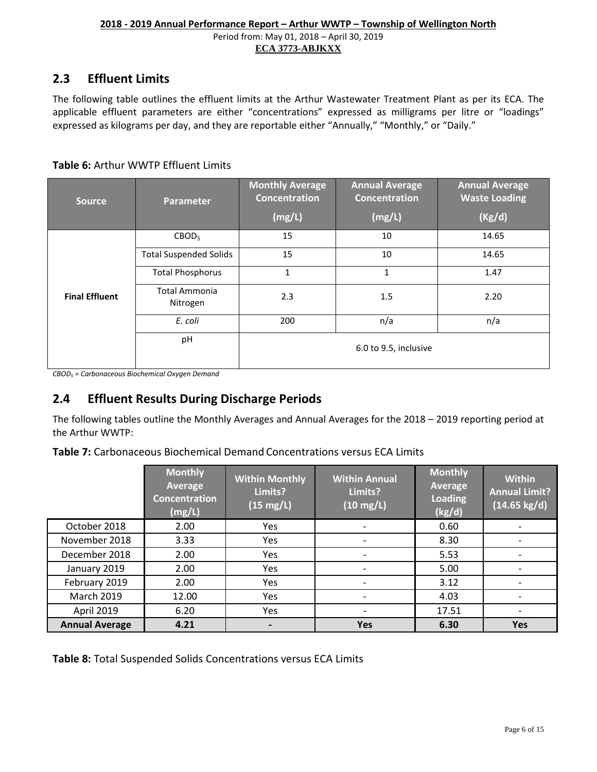## 2.3 Effluent Limits

The following table outlines the effluent limits at the Arthur Wastewater Treatment Plant as per its ECA. The applicable effluent parameters are either "concentrations" expressed as milligrams per litre or "loadings" expressed as kilograms per day, and they are reportable either "Annually," "Monthly," or "Daily."

**Table 6:** Arthur WWTP Effluent Limits

| Source | Parameter | Monthly Average Concentration (mg/L) | Annual Average Concentration (mg/L) | Annual Average Waste Loading (Kg/d) |
|---|---|---|---|---|
| Final Effluent | $CBOD_5$ | 15 | 10 | 14.65 |
| | Total Suspended Solids | 15 | 10 | 14.65 |
| | Total Phosphorus | 1 | 1 | 1.47 |
| | Total Ammonia Nitrogen | 2.3 | 1.5 | 2.20 |
| | *E. coli* | 200 | n/a | n/a |
| | pH | 6.0 to 9.5, inclusive | | |

*$CBOD_5$ = Carbonaceous Biochemical Oxygen Demand*

## 2.4 Effluent Results During Discharge Periods

The following tables outline the Monthly Averages and Annual Averages for the 2018 – 2019 reporting period at the Arthur WWTP:

**Table 7:** Carbonaceous Biochemical Demand Concentrations versus ECA Limits

| | Monthly Average Concentration (mg/L) | Within Monthly Limits? (15 mg/L) | Within Annual Limits? (10 mg/L) | Monthly Average Loading (kg/d) | Within Annual Limit? (14.65 kg/d) |
|---|---|---|---|---|---|
| October 2018 | 2.00 | Yes | - | 0.60 | - |
| November 2018 | 3.33 | Yes | - | 8.30 | - |
| December 2018 | 2.00 | Yes | - | 5.53 | - |
| January 2019 | 2.00 | Yes | - | 5.00 | - |
| February 2019 | 2.00 | Yes | - | 3.12 | - |
| March 2019 | 12.00 | Yes | - | 4.03 | - |
| April 2019 | 6.20 | Yes | - | 17.51 | - |
| **Annual Average** | **4.21** | **-** | **Yes** | **6.30** | **Yes** |

**Table 8:** Total Suspended Solids Concentrations versus ECA Limits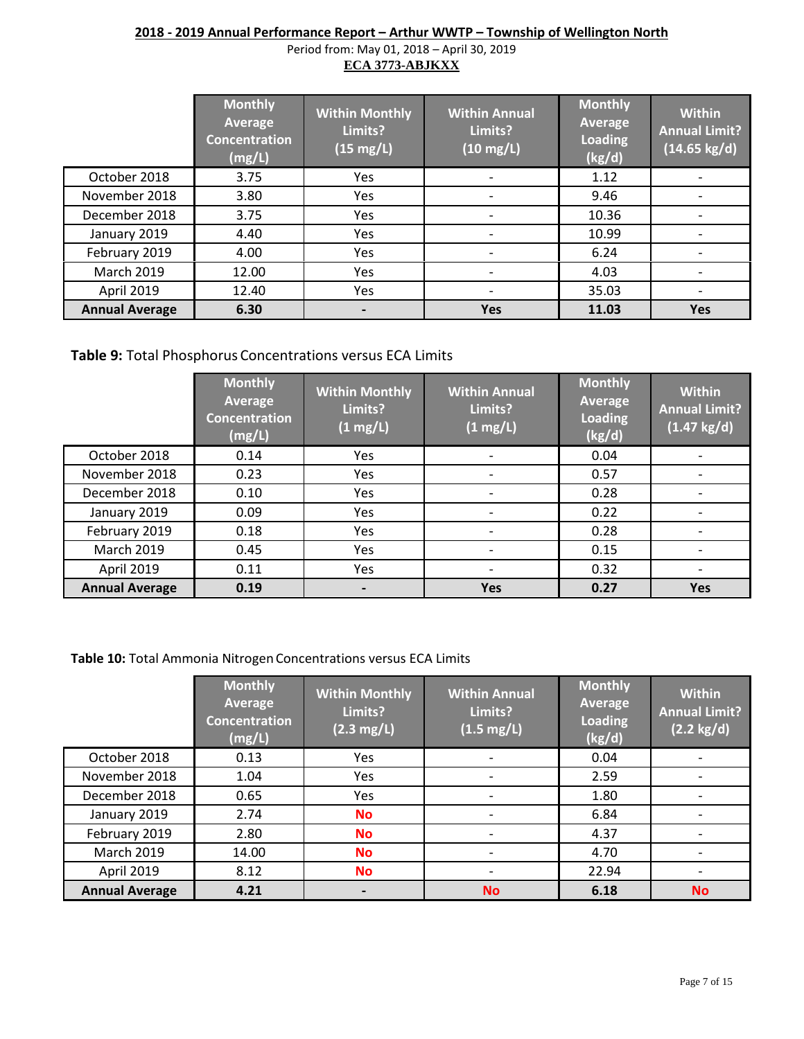**2018 - 2019 Annual Performance Report – Arthur WWTP – Township of Wellington North**

Period from: May 01, 2018 – April 30, 2019

**ECA 3773-ABJKXX**

| | Monthly Average Concentration (mg/L) | Within Monthly Limits? (15 mg/L) | Within Annual Limits? (10 mg/L) | Monthly Average Loading (kg/d) | Within Annual Limit? (14.65 kg/d) |
|---|---|---|---|---|---|
| October 2018 | 3.75 | Yes | - | 1.12 | - |
| November 2018 | 3.80 | Yes | - | 9.46 | - |
| December 2018 | 3.75 | Yes | - | 10.36 | - |
| January 2019 | 4.40 | Yes | - | 10.99 | - |
| February 2019 | 4.00 | Yes | - | 6.24 | - |
| March 2019 | 12.00 | Yes | - | 4.03 | - |
| April 2019 | 12.40 | Yes | - | 35.03 | - |
| **Annual Average** | **6.30** | **-** | **Yes** | **11.03** | **Yes** |

**Table 9:** Total Phosphorus Concentrations versus ECA Limits

| | Monthly Average Concentration (mg/L) | Within Monthly Limits? (1 mg/L) | Within Annual Limits? (1 mg/L) | Monthly Average Loading (kg/d) | Within Annual Limit? (1.47 kg/d) |
|---|---|---|---|---|---|
| October 2018 | 0.14 | Yes | - | 0.04 | - |
| November 2018 | 0.23 | Yes | - | 0.57 | - |
| December 2018 | 0.10 | Yes | - | 0.28 | - |
| January 2019 | 0.09 | Yes | - | 0.22 | - |
| February 2019 | 0.18 | Yes | - | 0.28 | - |
| March 2019 | 0.45 | Yes | - | 0.15 | - |
| April 2019 | 0.11 | Yes | - | 0.32 | - |
| **Annual Average** | **0.19** | **-** | **Yes** | **0.27** | **Yes** |

**Table 10:** Total Ammonia Nitrogen Concentrations versus ECA Limits

| | Monthly Average Concentration (mg/L) | Within Monthly Limits? (2.3 mg/L) | Within Annual Limits? (1.5 mg/L) | Monthly Average Loading (kg/d) | Within Annual Limit? (2.2 kg/d) |
|---|---|---|---|---|---|
| October 2018 | 0.13 | Yes | - | 0.04 | - |
| November 2018 | 1.04 | Yes | - | 2.59 | - |
| December 2018 | 0.65 | Yes | - | 1.80 | - |
| January 2019 | 2.74 | **No** | - | 6.84 | - |
| February 2019 | 2.80 | **No** | - | 4.37 | - |
| March 2019 | 14.00 | **No** | - | 4.70 | - |
| April 2019 | 8.12 | **No** | - | 22.94 | - |
| **Annual Average** | **4.21** | **-** | **No** | **6.18** | **No** |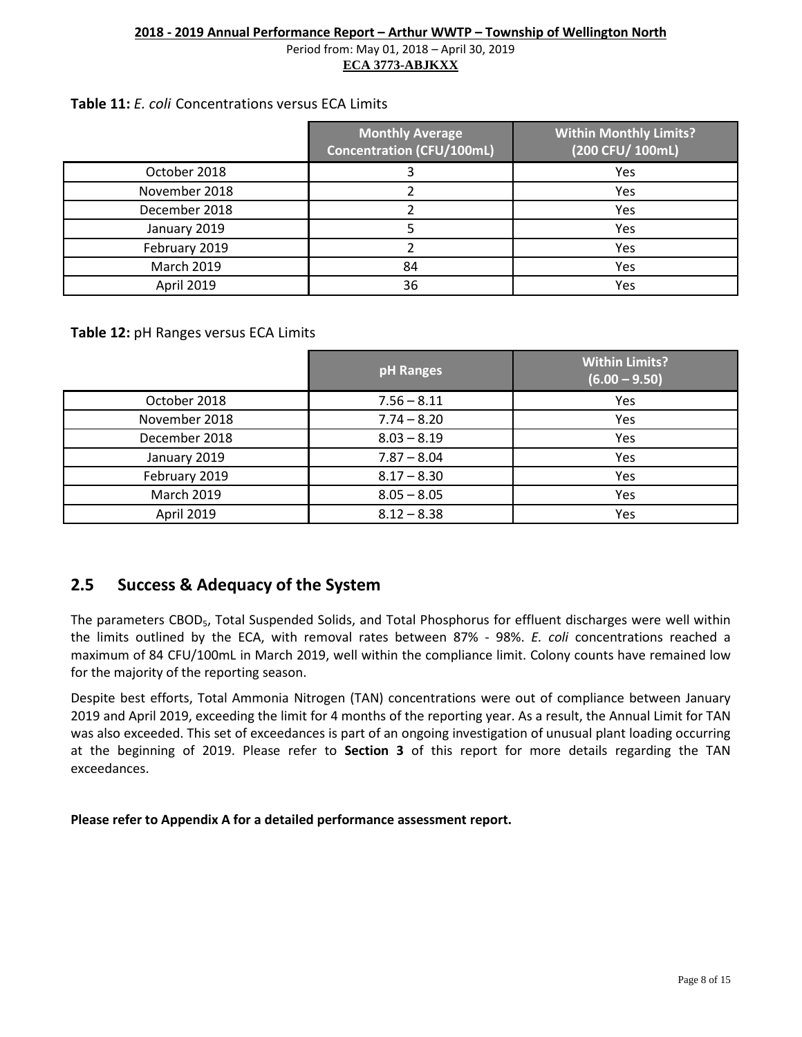**Table 11:** *E. coli* Concentrations versus ECA Limits

| | Monthly Average Concentration (CFU/100mL) | Within Monthly Limits? (200 CFU/ 100mL) |
|---|---|---|
| October 2018 | 3 | Yes |
| November 2018 | 2 | Yes |
| December 2018 | 2 | Yes |
| January 2019 | 5 | Yes |
| February 2019 | 2 | Yes |
| March 2019 | 84 | Yes |
| April 2019 | 36 | Yes |

**Table 12:** pH Ranges versus ECA Limits

| | pH Ranges | Within Limits? (6.00 – 9.50) |
|---|---|---|
| October 2018 | 7.56 – 8.11 | Yes |
| November 2018 | 7.74 – 8.20 | Yes |
| December 2018 | 8.03 – 8.19 | Yes |
| January 2019 | 7.87 – 8.04 | Yes |
| February 2019 | 8.17 – 8.30 | Yes |
| March 2019 | 8.05 – 8.05 | Yes |
| April 2019 | 8.12 – 8.38 | Yes |

## 2.5 Success & Adequacy of the System

The parameters $CBOD_5$, Total Suspended Solids, and Total Phosphorus for effluent discharges were well within the limits outlined by the ECA, with removal rates between 87% - 98%. *E. coli* concentrations reached a maximum of 84 CFU/100mL in March 2019, well within the compliance limit. Colony counts have remained low for the majority of the reporting season.

Despite best efforts, Total Ammonia Nitrogen (TAN) concentrations were out of compliance between January 2019 and April 2019, exceeding the limit for 4 months of the reporting year. As a result, the Annual Limit for TAN was also exceeded. This set of exceedances is part of an ongoing investigation of unusual plant loading occurring at the beginning of 2019. Please refer to **Section 3** of this report for more details regarding the TAN exceedances.

**Please refer to Appendix A for a detailed performance assessment report.**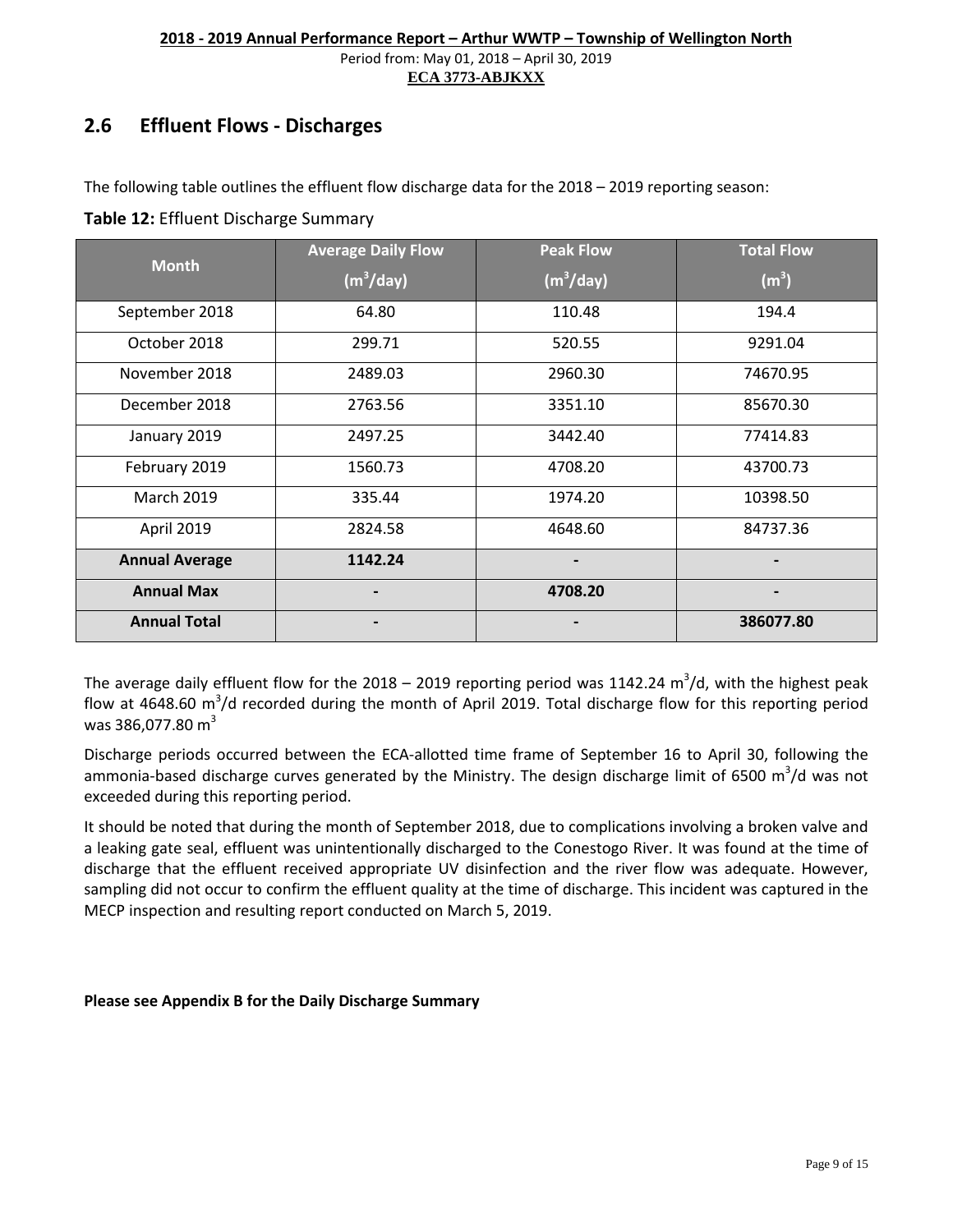## 2.6 Effluent Flows - Discharges

The following table outlines the effluent flow discharge data for the 2018 – 2019 reporting season:

**Table 12:** Effluent Discharge Summary

| Month | Average Daily Flow ($m^3$/day) | Peak Flow ($m^3$/day) | Total Flow ($m^3$) |
|---|---|---|---|
| September 2018 | 64.80 | 110.48 | 194.4 |
| October 2018 | 299.71 | 520.55 | 9291.04 |
| November 2018 | 2489.03 | 2960.30 | 74670.95 |
| December 2018 | 2763.56 | 3351.10 | 85670.30 |
| January 2019 | 2497.25 | 3442.40 | 77414.83 |
| February 2019 | 1560.73 | 4708.20 | 43700.73 |
| March 2019 | 335.44 | 1974.20 | 10398.50 |
| April 2019 | 2824.58 | 4648.60 | 84737.36 |
| **Annual Average** | **1142.24** | - | - |
| **Annual Max** | - | **4708.20** | - |
| **Annual Total** | - | - | **386077.80** |

The average daily effluent flow for the 2018 – 2019 reporting period was 1142.24 $m^3$/d, with the highest peak flow at 4648.60 $m^3$/d recorded during the month of April 2019. Total discharge flow for this reporting period was 386,077.80 $m^3$

Discharge periods occurred between the ECA-allotted time frame of September 16 to April 30, following the ammonia-based discharge curves generated by the Ministry. The design discharge limit of 6500 $m^3$/d was not exceeded during this reporting period.

It should be noted that during the month of September 2018, due to complications involving a broken valve and a leaking gate seal, effluent was unintentionally discharged to the Conestogo River. It was found at the time of discharge that the effluent received appropriate UV disinfection and the river flow was adequate. However, sampling did not occur to confirm the effluent quality at the time of discharge. This incident was captured in the MECP inspection and resulting report conducted on March 5, 2019.

**Please see Appendix B for the Daily Discharge Summary**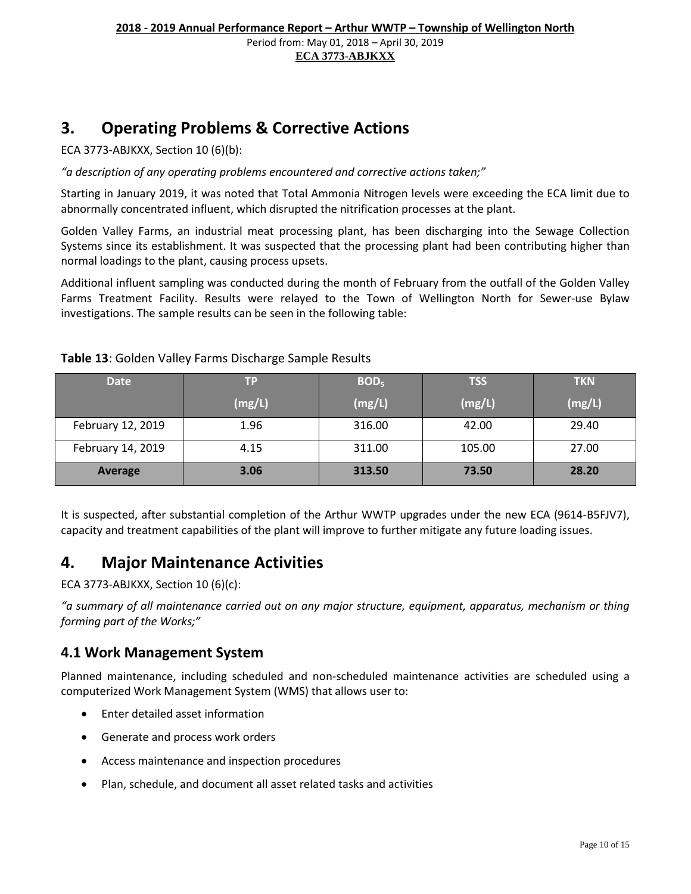## 3. Operating Problems & Corrective Actions

ECA 3773-ABJKXX, Section 10 (6)(b):

*"a description of any operating problems encountered and corrective actions taken;"*

Starting in January 2019, it was noted that Total Ammonia Nitrogen levels were exceeding the ECA limit due to abnormally concentrated influent, which disrupted the nitrification processes at the plant.

Golden Valley Farms, an industrial meat processing plant, has been discharging into the Sewage Collection Systems since its establishment. It was suspected that the processing plant had been contributing higher than normal loadings to the plant, causing process upsets.

Additional influent sampling was conducted during the month of February from the outfall of the Golden Valley Farms Treatment Facility. Results were relayed to the Town of Wellington North for Sewer-use Bylaw investigations. The sample results can be seen in the following table:

**Table 13**: Golden Valley Farms Discharge Sample Results

| Date | TP (mg/L) | $BOD_5$ (mg/L) | TSS (mg/L) | TKN (mg/L) |
|---|---|---|---|---|
| February 12, 2019 | 1.96 | 316.00 | 42.00 | 29.40 |
| February 14, 2019 | 4.15 | 311.00 | 105.00 | 27.00 |
| **Average** | **3.06** | **313.50** | **73.50** | **28.20** |

It is suspected, after substantial completion of the Arthur WWTP upgrades under the new ECA (9614-B5FJV7), capacity and treatment capabilities of the plant will improve to further mitigate any future loading issues.

## 4. Major Maintenance Activities

ECA 3773-ABJKXX, Section 10 (6)(c):

*"a summary of all maintenance carried out on any major structure, equipment, apparatus, mechanism or thing forming part of the Works;"*

### 4.1 Work Management System

Planned maintenance, including scheduled and non-scheduled maintenance activities are scheduled using a computerized Work Management System (WMS) that allows user to:

- Enter detailed asset information
- Generate and process work orders
- Access maintenance and inspection procedures
- Plan, schedule, and document all asset related tasks and activities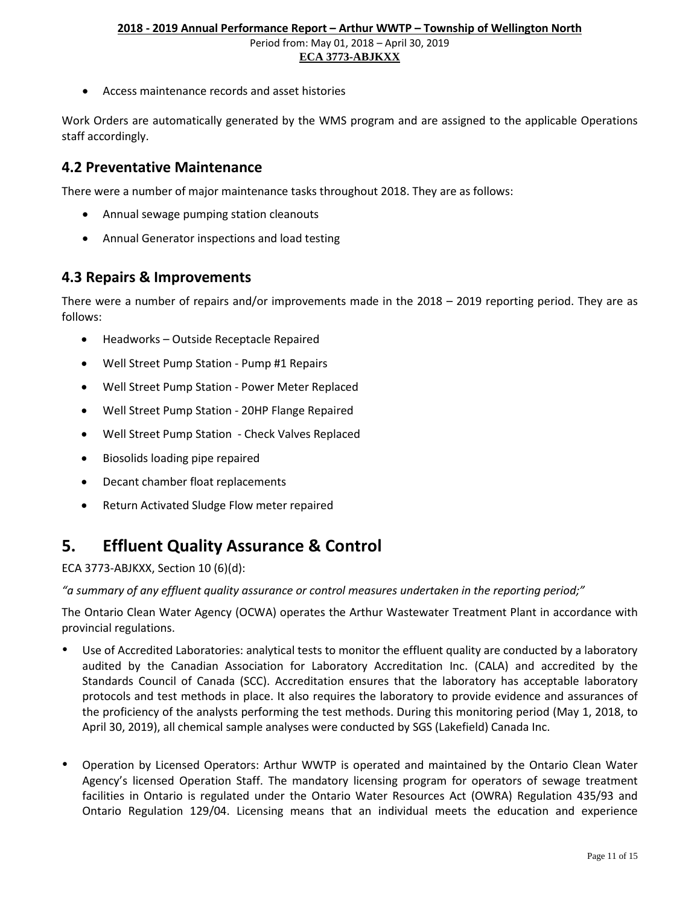- Access maintenance records and asset histories

Work Orders are automatically generated by the WMS program and are assigned to the applicable Operations staff accordingly.

## 4.2 Preventative Maintenance

There were a number of major maintenance tasks throughout 2018. They are as follows:

- Annual sewage pumping station cleanouts
- Annual Generator inspections and load testing

## 4.3 Repairs & Improvements

There were a number of repairs and/or improvements made in the 2018 – 2019 reporting period. They are as follows:

- Headworks – Outside Receptacle Repaired
- Well Street Pump Station - Pump #1 Repairs
- Well Street Pump Station - Power Meter Replaced
- Well Street Pump Station - 20HP Flange Repaired
- Well Street Pump Station - Check Valves Replaced
- Biosolids loading pipe repaired
- Decant chamber float replacements
- Return Activated Sludge Flow meter repaired

# 5. Effluent Quality Assurance & Control

ECA 3773-ABJKXX, Section 10 (6)(d):

*"a summary of any effluent quality assurance or control measures undertaken in the reporting period;"*

The Ontario Clean Water Agency (OCWA) operates the Arthur Wastewater Treatment Plant in accordance with provincial regulations.

- Use of Accredited Laboratories: analytical tests to monitor the effluent quality are conducted by a laboratory audited by the Canadian Association for Laboratory Accreditation Inc. (CALA) and accredited by the Standards Council of Canada (SCC). Accreditation ensures that the laboratory has acceptable laboratory protocols and test methods in place. It also requires the laboratory to provide evidence and assurances of the proficiency of the analysts performing the test methods. During this monitoring period (May 1, 2018, to April 30, 2019), all chemical sample analyses were conducted by SGS (Lakefield) Canada Inc.

- Operation by Licensed Operators: Arthur WWTP is operated and maintained by the Ontario Clean Water Agency's licensed Operation Staff. The mandatory licensing program for operators of sewage treatment facilities in Ontario is regulated under the Ontario Water Resources Act (OWRA) Regulation 435/93 and Ontario Regulation 129/04. Licensing means that an individual meets the education and experience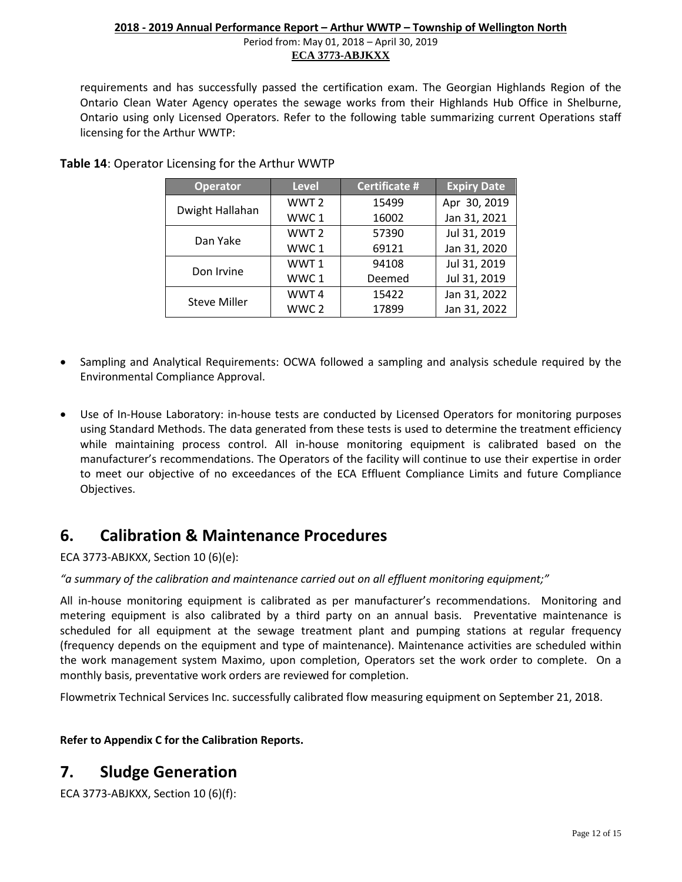requirements and has successfully passed the certification exam. The Georgian Highlands Region of the Ontario Clean Water Agency operates the sewage works from their Highlands Hub Office in Shelburne, Ontario using only Licensed Operators. Refer to the following table summarizing current Operations staff licensing for the Arthur WWTP:

**Table 14**: Operator Licensing for the Arthur WWTP

| Operator | Level | Certificate # | Expiry Date |
|---|---|---|---|
| Dwight Hallahan | WWT 2 | 15499 | Apr 30, 2019 |
| | WWC 1 | 16002 | Jan 31, 2021 |
| Dan Yake | WWT 2 | 57390 | Jul 31, 2019 |
| | WWC 1 | 69121 | Jan 31, 2020 |
| Don Irvine | WWT 1 | 94108 | Jul 31, 2019 |
| | WWC 1 | Deemed | Jul 31, 2019 |
| Steve Miller | WWT 4 | 15422 | Jan 31, 2022 |
| | WWC 2 | 17899 | Jan 31, 2022 |

- Sampling and Analytical Requirements: OCWA followed a sampling and analysis schedule required by the Environmental Compliance Approval.

- Use of In-House Laboratory: in-house tests are conducted by Licensed Operators for monitoring purposes using Standard Methods. The data generated from these tests is used to determine the treatment efficiency while maintaining process control. All in-house monitoring equipment is calibrated based on the manufacturer's recommendations. The Operators of the facility will continue to use their expertise in order to meet our objective of no exceedances of the ECA Effluent Compliance Limits and future Compliance Objectives.

# 6. Calibration & Maintenance Procedures

ECA 3773-ABJKXX, Section 10 (6)(e):

*"a summary of the calibration and maintenance carried out on all effluent monitoring equipment;"*

All in-house monitoring equipment is calibrated as per manufacturer's recommendations. Monitoring and metering equipment is also calibrated by a third party on an annual basis. Preventative maintenance is scheduled for all equipment at the sewage treatment plant and pumping stations at regular frequency (frequency depends on the equipment and type of maintenance). Maintenance activities are scheduled within the work management system Maximo, upon completion, Operators set the work order to complete. On a monthly basis, preventative work orders are reviewed for completion.

Flowmetrix Technical Services Inc. successfully calibrated flow measuring equipment on September 21, 2018.

**Refer to Appendix C for the Calibration Reports.**

# 7. Sludge Generation

ECA 3773-ABJKXX, Section 10 (6)(f):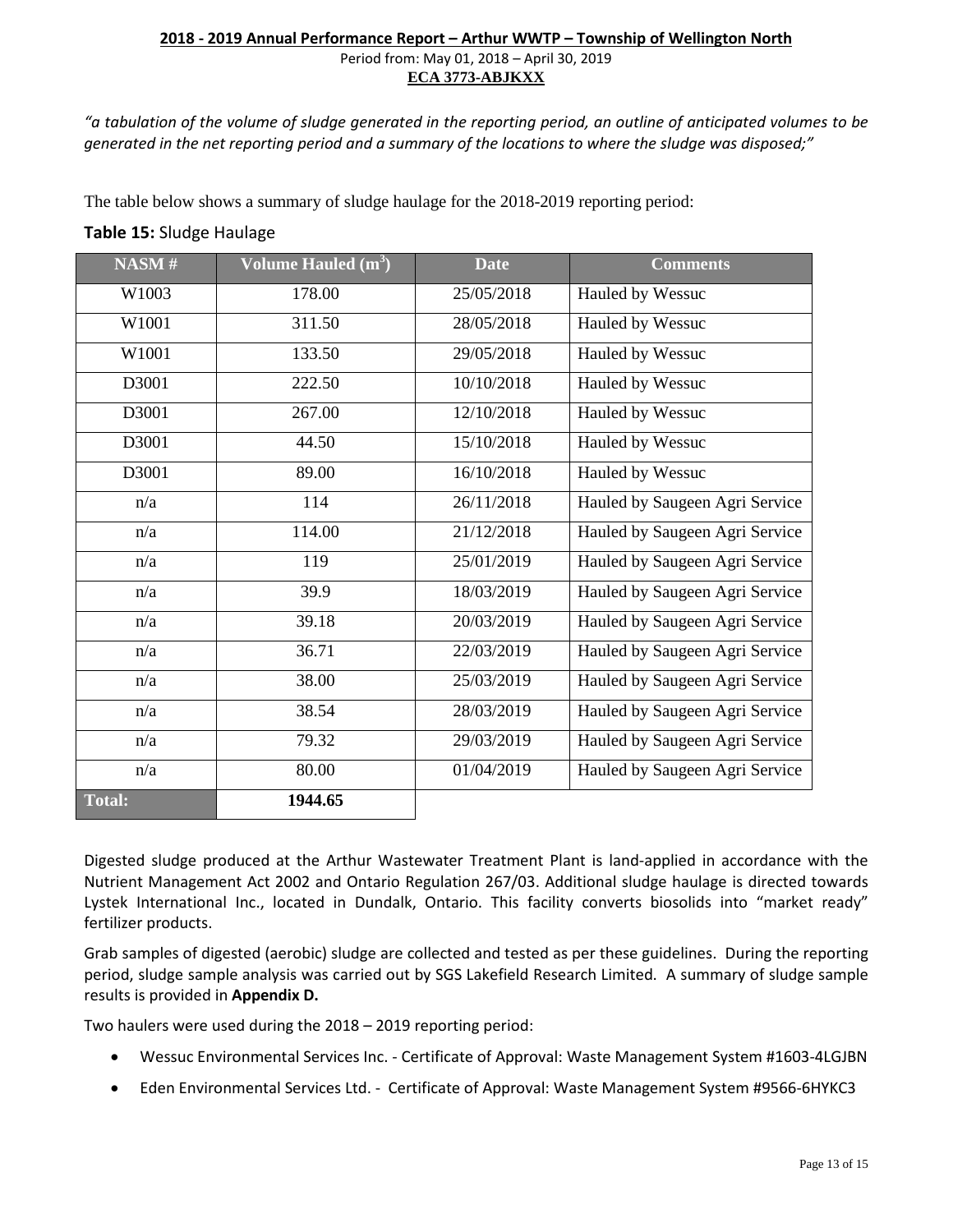*"a tabulation of the volume of sludge generated in the reporting period, an outline of anticipated volumes to be generated in the net reporting period and a summary of the locations to where the sludge was disposed;"*

The table below shows a summary of sludge haulage for the 2018-2019 reporting period:

**Table 15:** Sludge Haulage

| NASM # | Volume Hauled ($m^3$) | Date | Comments |
|---|---|---|---|
| W1003 | 178.00 | 25/05/2018 | Hauled by Wessuc |
| W1001 | 311.50 | 28/05/2018 | Hauled by Wessuc |
| W1001 | 133.50 | 29/05/2018 | Hauled by Wessuc |
| D3001 | 222.50 | 10/10/2018 | Hauled by Wessuc |
| D3001 | 267.00 | 12/10/2018 | Hauled by Wessuc |
| D3001 | 44.50 | 15/10/2018 | Hauled by Wessuc |
| D3001 | 89.00 | 16/10/2018 | Hauled by Wessuc |
| n/a | 114 | 26/11/2018 | Hauled by Saugeen Agri Service |
| n/a | 114.00 | 21/12/2018 | Hauled by Saugeen Agri Service |
| n/a | 119 | 25/01/2019 | Hauled by Saugeen Agri Service |
| n/a | 39.9 | 18/03/2019 | Hauled by Saugeen Agri Service |
| n/a | 39.18 | 20/03/2019 | Hauled by Saugeen Agri Service |
| n/a | 36.71 | 22/03/2019 | Hauled by Saugeen Agri Service |
| n/a | 38.00 | 25/03/2019 | Hauled by Saugeen Agri Service |
| n/a | 38.54 | 28/03/2019 | Hauled by Saugeen Agri Service |
| n/a | 79.32 | 29/03/2019 | Hauled by Saugeen Agri Service |
| n/a | 80.00 | 01/04/2019 | Hauled by Saugeen Agri Service |
| **Total:** | **1944.65** | | |

Digested sludge produced at the Arthur Wastewater Treatment Plant is land-applied in accordance with the Nutrient Management Act 2002 and Ontario Regulation 267/03. Additional sludge haulage is directed towards Lystek International Inc., located in Dundalk, Ontario. This facility converts biosolids into "market ready" fertilizer products.

Grab samples of digested (aerobic) sludge are collected and tested as per these guidelines. During the reporting period, sludge sample analysis was carried out by SGS Lakefield Research Limited. A summary of sludge sample results is provided in **Appendix D.**

Two haulers were used during the 2018 – 2019 reporting period:

- Wessuc Environmental Services Inc. - Certificate of Approval: Waste Management System #1603-4LGJBN
- Eden Environmental Services Ltd. - Certificate of Approval: Waste Management System #9566-6HYKC3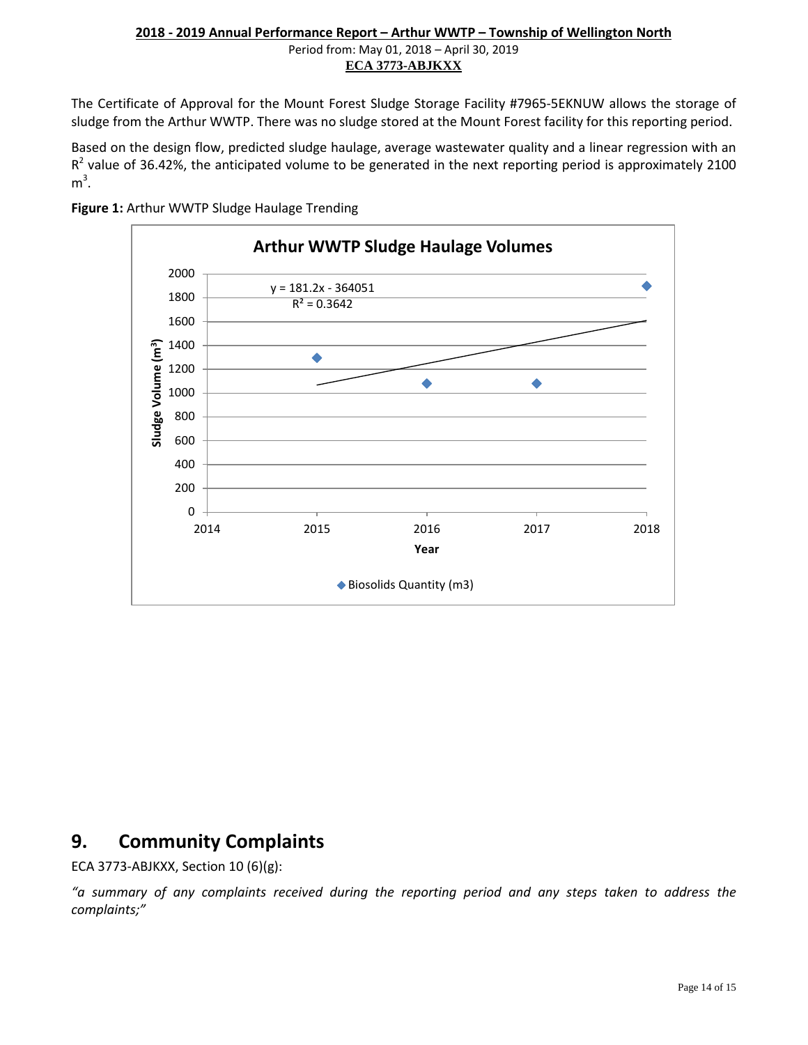The Certificate of Approval for the Mount Forest Sludge Storage Facility #7965-5EKNUW allows the storage of sludge from the Arthur WWTP. There was no sludge stored at the Mount Forest facility for this reporting period.

Based on the design flow, predicted sludge haulage, average wastewater quality and a linear regression with an $R^2$ value of 36.42%, the anticipated volume to be generated in the next reporting period is approximately 2100 $m^3$.

**Figure 1:** Arthur WWTP Sludge Haulage Trending

## 9. Community Complaints

ECA 3773-ABJKXX, Section 10 (6)(g):

*"a summary of any complaints received during the reporting period and any steps taken to address the complaints;"*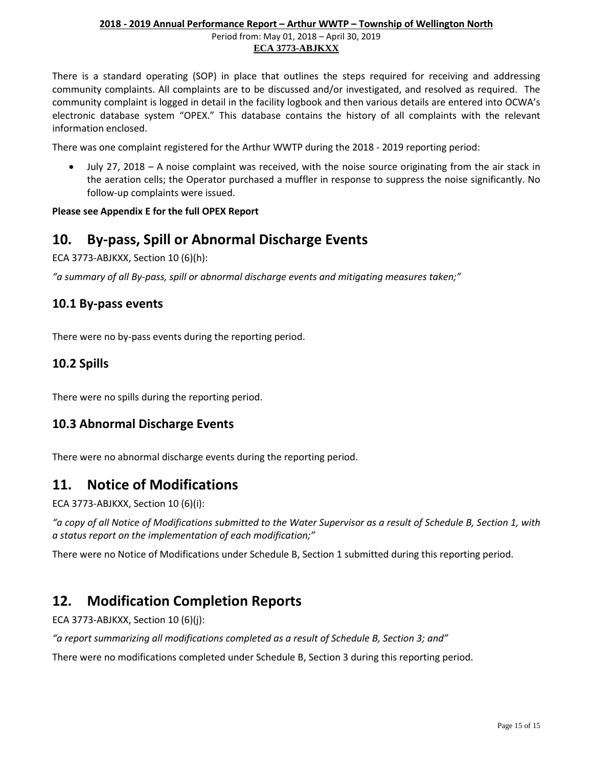There is a standard operating (SOP) in place that outlines the steps required for receiving and addressing community complaints. All complaints are to be discussed and/or investigated, and resolved as required. The community complaint is logged in detail in the facility logbook and then various details are entered into OCWA's electronic database system "OPEX." This database contains the history of all complaints with the relevant information enclosed.

There was one complaint registered for the Arthur WWTP during the 2018 - 2019 reporting period:

- July 27, 2018 – A noise complaint was received, with the noise source originating from the air stack in the aeration cells; the Operator purchased a muffler in response to suppress the noise significantly. No follow-up complaints were issued.

**Please see Appendix E for the full OPEX Report**

# 10. By-pass, Spill or Abnormal Discharge Events

ECA 3773-ABJKXX, Section 10 (6)(h):

*"a summary of all By-pass, spill or abnormal discharge events and mitigating measures taken;"*

## 10.1 By-pass events

There were no by-pass events during the reporting period.

## 10.2 Spills

There were no spills during the reporting period.

## 10.3 Abnormal Discharge Events

There were no abnormal discharge events during the reporting period.

# 11. Notice of Modifications

ECA 3773-ABJKXX, Section 10 (6)(i):

*"a copy of all Notice of Modifications submitted to the Water Supervisor as a result of Schedule B, Section 1, with a status report on the implementation of each modification;"*

There were no Notice of Modifications under Schedule B, Section 1 submitted during this reporting period.

# 12. Modification Completion Reports

ECA 3773-ABJKXX, Section 10 (6)(j):

*"a report summarizing all modifications completed as a result of Schedule B, Section 3; and"*

There were no modifications completed under Schedule B, Section 3 during this reporting period.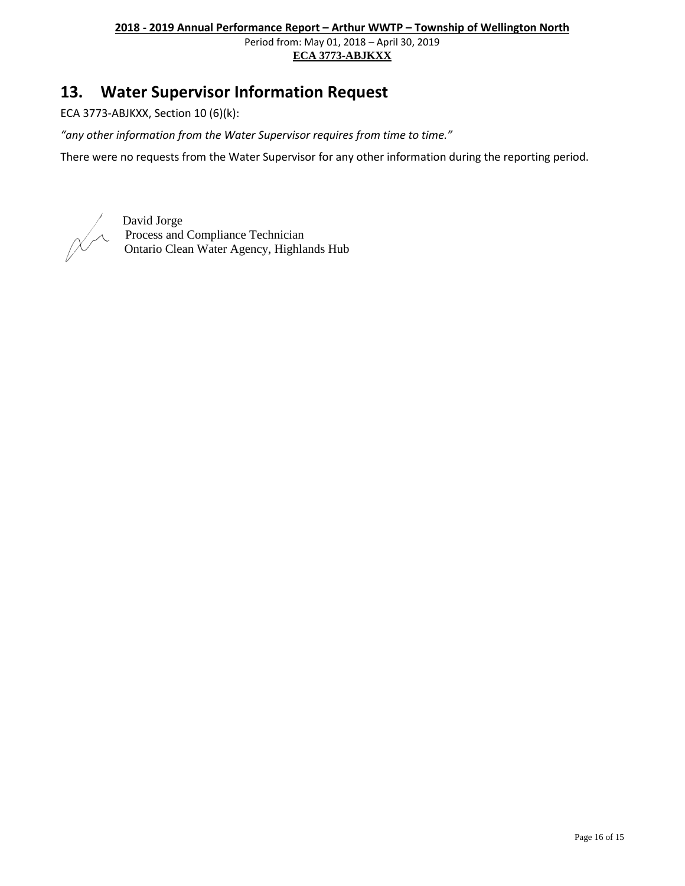## 13. Water Supervisor Information Request

ECA 3773-ABJKXX, Section 10 (6)(k):

*"any other information from the Water Supervisor requires from time to time."*

There were no requests from the Water Supervisor for any other information during the reporting period.

David Jorge
Process and Compliance Technician
Ontario Clean Water Agency, Highlands Hub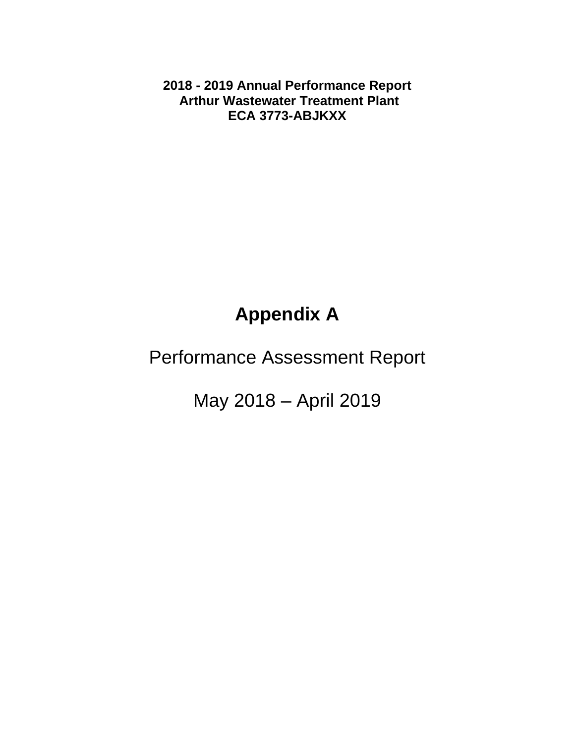**2018 - 2019 Annual Performance Report**
**Arthur Wastewater Treatment Plant**
**ECA 3773-ABJKXX**

# Appendix A

Performance Assessment Report

May 2018 – April 2019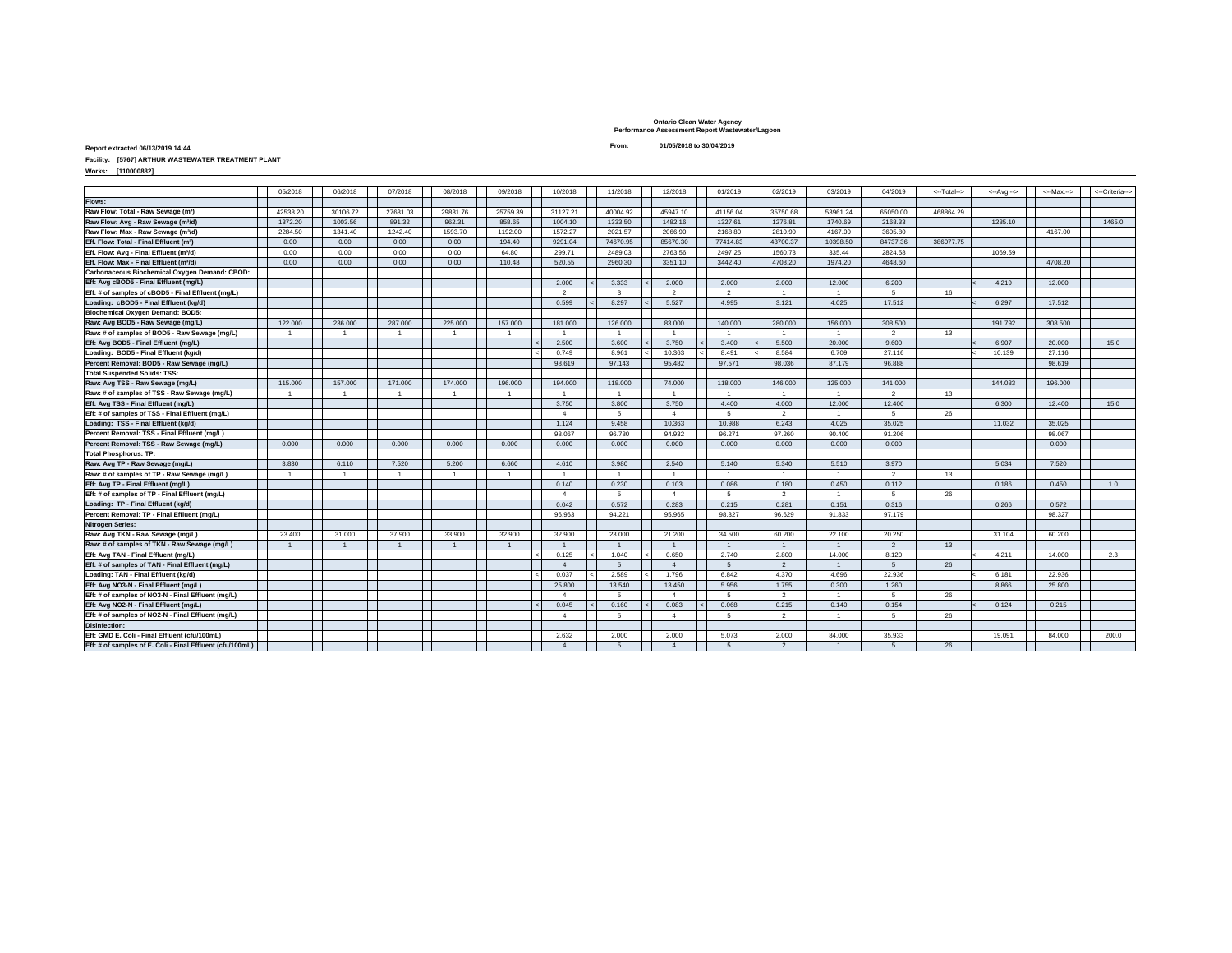**Ontario Clean Water Agency**
**Performance Assessment Report Wastewater/Lagoon**

**Report extracted 06/13/2019 14:44**

**From:** 01/05/2018 to 30/04/2019

**Facility:** [5767] ARTHUR WASTEWATER TREATMENT PLANT

**Works:** [110000882]

| | 05/2018 | 06/2018 | 07/2018 | 08/2018 | 09/2018 | 10/2018 | 11/2018 | 12/2018 | 01/2019 | 02/2019 | 03/2019 | 04/2019 | <--Total--> | <--Avg.--> | <--Max.--> | <--Criteria--> |
|---|---|---|---|---|---|---|---|---|---|---|---|---|---|---|---|---|
| **Flows:** | | | | | | | | | | | | | | | | |
| **Raw Flow: Total - Raw Sewage (m³)** | 42538.20 | 30106.72 | 27631.03 | 29831.76 | 25759.39 | 31127.21 | 40004.92 | 45947.10 | 41156.04 | 35750.68 | 53961.24 | 65050.00 | 468864.29 | | | |
| **Raw Flow: Avg - Raw Sewage (m³/d)** | 1372.20 | 1003.56 | 891.32 | 962.31 | 858.65 | 1004.10 | 1333.50 | 1482.16 | 1327.61 | 1276.81 | 1740.69 | 2168.33 | | 1285.10 | | 1465.0 |
| **Raw Flow: Max - Raw Sewage (m³/d)** | 2284.50 | 1341.40 | 1242.40 | 1593.70 | 1192.00 | 1572.27 | 2021.57 | 2066.90 | 2168.80 | 2810.90 | 4167.00 | 3605.80 | | | 4167.00 | |
| **Eff. Flow: Total - Final Effluent (m³)** | 0.00 | 0.00 | 0.00 | 0.00 | 194.40 | 9291.04 | 74670.95 | 85670.30 | 77414.83 | 43700.37 | 10398.50 | 84737.36 | 386077.75 | | | |
| **Eff. Flow: Avg - Final Effluent (m³/d)** | 0.00 | 0.00 | 0.00 | 0.00 | 64.80 | 299.71 | 2489.03 | 2763.56 | 2497.25 | 1560.73 | 335.44 | 2824.58 | | 1069.59 | | |
| **Eff. Flow: Max - Final Effluent (m³/d)** | 0.00 | 0.00 | 0.00 | 0.00 | 110.48 | 520.55 | 2960.30 | 3351.10 | 3442.40 | 4708.20 | 1974.20 | 4648.60 | | | 4708.20 | |
| **Carbonaceous Biochemical Oxygen Demand: CBOD:** | | | | | | | | | | | | | | | | |
| **Eff: Avg cBOD5 - Final Effluent (mg/L)** | | | | | | 2.000 | < 3.333 | < 2.000 | 2.000 | 2.000 | 12.000 | 6.200 | | < 4.219 | 12.000 | |
| **Eff: # of samples of cBOD5 - Final Effluent (mg/L)** | | | | | | 2 | 3 | 2 | 2 | 1 | 1 | 5 | 16 | | | |
| **Loading: cBOD5 - Final Effluent (kg/d)** | | | | | | 0.599 | < 8.297 | < 5.527 | 4.995 | 3.121 | 4.025 | 17.512 | | < 6.297 | 17.512 | |
| **Biochemical Oxygen Demand: BOD5:** | | | | | | | | | | | | | | | | |
| **Raw: Avg BOD5 - Raw Sewage (mg/L)** | 122.000 | 236.000 | 287.000 | 225.000 | 157.000 | 181.000 | 126.000 | 83.000 | 140.000 | 280.000 | 156.000 | 308.500 | | 191.792 | 308.500 | |
| **Raw: # of samples of BOD5 - Raw Sewage (mg/L)** | 1 | 1 | 1 | 1 | 1 | 1 | 1 | 1 | 1 | 1 | 1 | 2 | 13 | | | |
| **Eff: Avg BOD5 - Final Effluent (mg/L)** | | | | | | < 2.500 | 3.600 | < 3.750 | < 3.400 | < 5.500 | 20.000 | 9.600 | | < 6.907 | 20.000 | 15.0 |
| **Loading: BOD5 - Final Effluent (kg/d)** | | | | | | < 0.749 | 8.961 | < 10.363 | < 8.491 | < 8.584 | 6.709 | 27.116 | | < 10.139 | 27.116 | |
| **Percent Removal: BOD5 - Raw Sewage (mg/L)** | | | | | | 98.619 | 97.143 | 95.482 | 97.571 | 98.036 | 87.179 | 96.888 | | | 98.619 | |
| **Total Suspended Solids: TSS:** | | | | | | | | | | | | | | | | |
| **Raw: Avg TSS - Raw Sewage (mg/L)** | 115.000 | 157.000 | 171.000 | 174.000 | 196.000 | 194.000 | 118.000 | 74.000 | 118.000 | 146.000 | 125.000 | 141.000 | | 144.083 | 196.000 | |
| **Raw: # of samples of TSS - Raw Sewage (mg/L)** | 1 | 1 | 1 | 1 | 1 | 1 | 1 | 1 | 1 | 1 | 1 | 2 | 13 | | | |
| **Eff: Avg TSS - Final Effluent (mg/L)** | | | | | | 3.750 | 3.800 | 3.750 | 4.400 | 4.000 | 12.000 | 12.400 | | 6.300 | 12.400 | 15.0 |
| **Eff: # of samples of TSS - Final Effluent (mg/L)** | | | | | | 4 | 5 | 4 | 5 | 2 | 1 | 5 | 26 | | | |
| **Loading: TSS - Final Effluent (kg/d)** | | | | | | 1.124 | 9.458 | 10.363 | 10.988 | 6.243 | 4.025 | 35.025 | | 11.032 | 35.025 | |
| **Percent Removal: TSS - Final Effluent (mg/L)** | | | | | | 98.067 | 96.780 | 94.932 | 96.271 | 97.260 | 90.400 | 91.206 | | | 98.067 | |
| **Percent Removal: TSS - Raw Sewage (mg/L)** | 0.000 | 0.000 | 0.000 | 0.000 | 0.000 | 0.000 | 0.000 | 0.000 | 0.000 | 0.000 | 0.000 | 0.000 | | | 0.000 | |
| **Total Phosphorus: TP:** | | | | | | | | | | | | | | | | |
| **Raw: Avg TP - Raw Sewage (mg/L)** | 3.830 | 6.110 | 7.520 | 5.200 | 6.660 | 4.610 | 3.980 | 2.540 | 5.140 | 5.340 | 5.510 | 3.970 | | 5.034 | 7.520 | |
| **Raw: # of samples of TP - Raw Sewage (mg/L)** | 1 | 1 | 1 | 1 | 1 | 1 | 1 | 1 | 1 | 1 | 1 | 2 | 13 | | | |
| **Eff: Avg TP - Final Effluent (mg/L)** | | | | | | 0.140 | 0.230 | 0.103 | 0.086 | 0.180 | 0.450 | 0.112 | | 0.186 | 0.450 | 1.0 |
| **Eff: # of samples of TP - Final Effluent (mg/L)** | | | | | | 4 | 5 | 4 | 5 | 2 | 1 | 5 | 26 | | | |
| **Loading: TP - Final Effluent (kg/d)** | | | | | | 0.042 | 0.572 | 0.283 | 0.215 | 0.281 | 0.151 | 0.316 | | 0.266 | 0.572 | |
| **Percent Removal: TP - Final Effluent (mg/L)** | | | | | | 96.963 | 94.221 | 95.965 | 98.327 | 96.629 | 91.833 | 97.179 | | | 98.327 | |
| **Nitrogen Series:** | | | | | | | | | | | | | | | | |
| **Raw: Avg TKN - Raw Sewage (mg/L)** | 23.400 | 31.000 | 37.900 | 33.900 | 32.900 | 32.900 | 23.000 | 21.200 | 34.500 | 60.200 | 22.100 | 20.250 | | 31.104 | 60.200 | |
| **Raw: # of samples of TKN - Raw Sewage (mg/L)** | 1 | 1 | 1 | 1 | 1 | 1 | 1 | 1 | 1 | 1 | 1 | 2 | 13 | | | |
| **Eff: Avg TAN - Final Effluent (mg/L)** | | | | | | < 0.125 | < 1.040 | 0.650 | 2.740 | 2.800 | 14.000 | 8.120 | | < 4.211 | 14.000 | 2.3 |
| **Eff: # of samples of TAN - Final Effluent (mg/L)** | | | | | | 4 | 5 | 4 | 5 | 2 | 1 | 5 | 26 | | | |
| **Loading: TAN - Final Effluent (kg/d)** | | | | | | < 0.037 | < 2.589 | 1.796 | 6.842 | 4.370 | 4.696 | 22.936 | | < 6.181 | 22.936 | |
| **Eff: Avg NO3-N - Final Effluent (mg/L)** | | | | | | 25.800 | 13.540 | 13.450 | 5.956 | 1.755 | 0.300 | 1.260 | | 8.866 | 25.800 | |
| **Eff: # of samples of NO3-N - Final Effluent (mg/L)** | | | | | | 4 | 5 | 4 | 5 | 2 | 1 | 5 | 26 | | | |
| **Eff: Avg NO2-N - Final Effluent (mg/L)** | | | | | | < 0.045 | < 0.160 | < 0.083 | < 0.068 | 0.215 | 0.140 | 0.154 | | < 0.124 | 0.215 | |
| **Eff: # of samples of NO2-N - Final Effluent (mg/L)** | | | | | | 4 | 5 | 4 | 5 | 2 | 1 | 5 | 26 | | | |
| **Disinfection:** | | | | | | | | | | | | | | | | |
| **Eff: GMD E. Coli - Final Effluent (cfu/100mL)** | | | | | | 2.632 | 2.000 | 2.000 | 5.073 | 2.000 | 84.000 | 35.933 | | 19.091 | 84.000 | 200.0 |
| **Eff: # of samples of E. Coli - Final Effluent (cfu/100mL)** | | | | | | 4 | 5 | 4 | 5 | 2 | 1 | 5 | 26 | | | |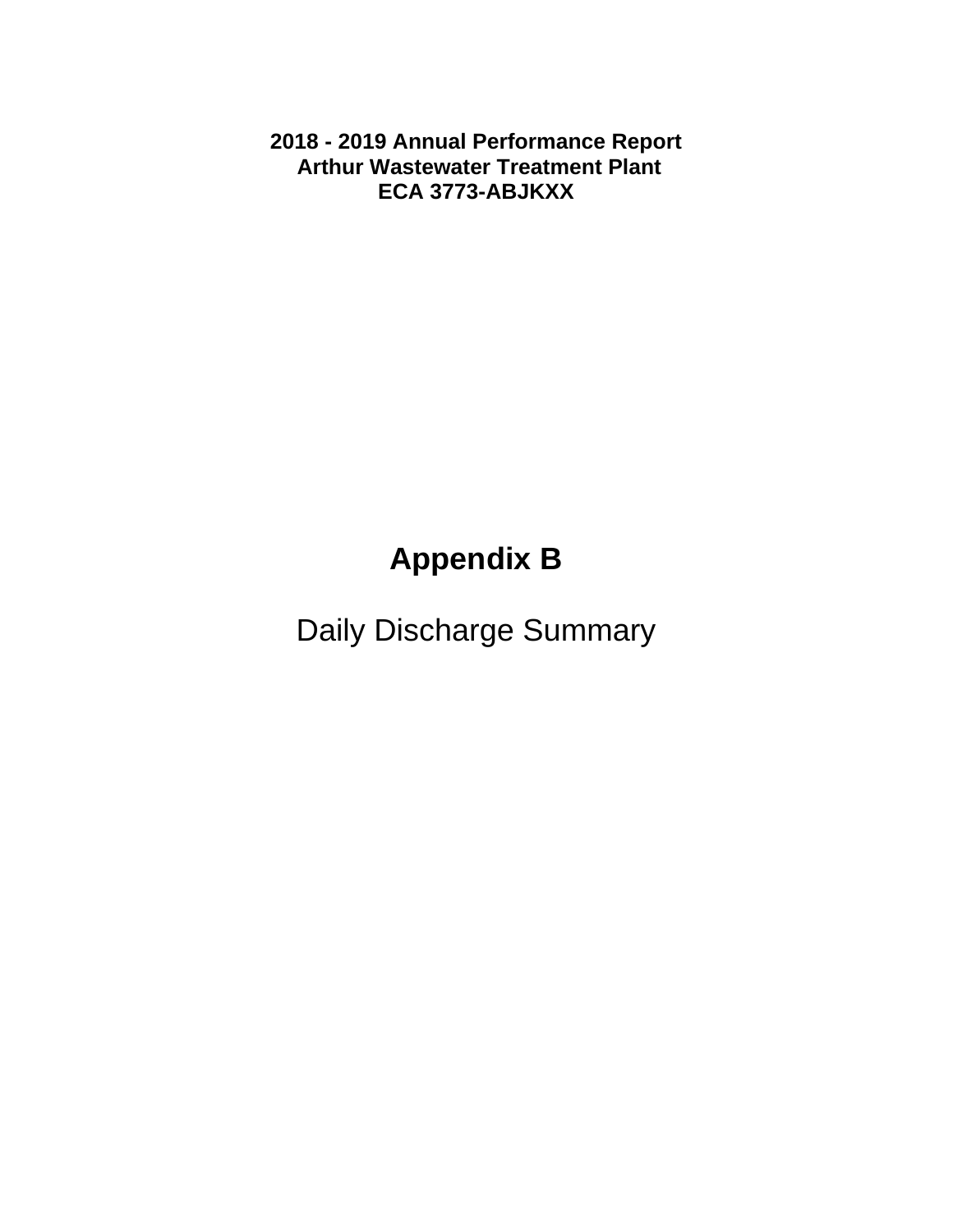**2018 - 2019 Annual Performance Report**
**Arthur Wastewater Treatment Plant**
**ECA 3773-ABJKXX**

# Appendix B

Daily Discharge Summary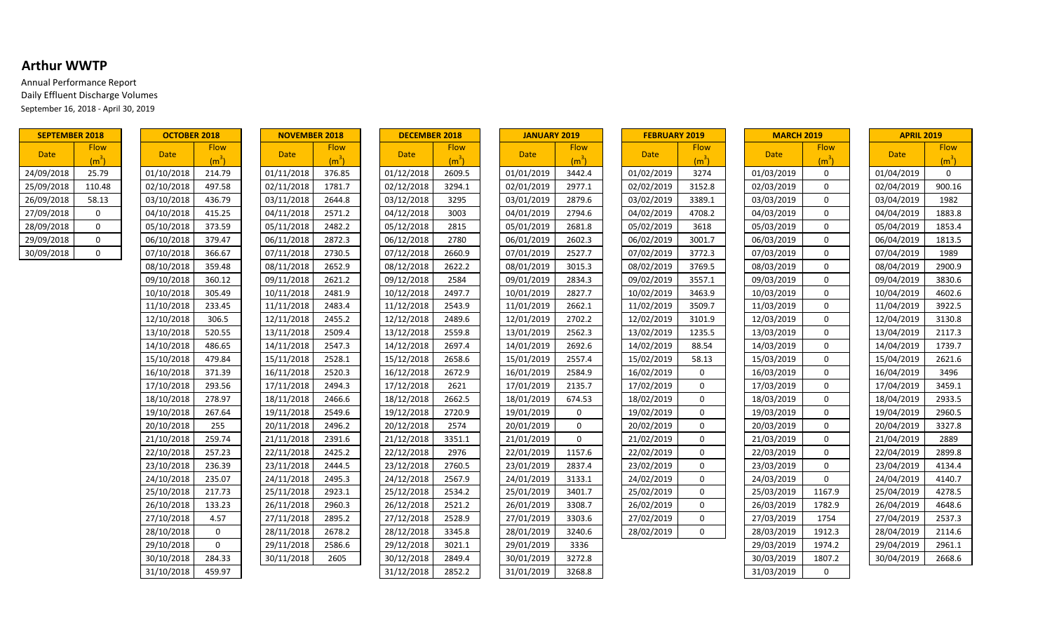# Arthur WWTP

Annual Performance Report
Daily Effluent Discharge Volumes
September 16, 2018 - April 30, 2019

| SEPTEMBER 2018 | |
|---|---|
| Date | Flow ($m^3$) |
| 24/09/2018 | 25.79 |
| 25/09/2018 | 110.48 |
| 26/09/2018 | 58.13 |
| 27/09/2018 | 0 |
| 28/09/2018 | 0 |
| 29/09/2018 | 0 |
| 30/09/2018 | 0 |

| OCTOBER 2018 | |
|---|---|
| Date | Flow ($m^3$) |
| 01/10/2018 | 214.79 |
| 02/10/2018 | 497.58 |
| 03/10/2018 | 436.79 |
| 04/10/2018 | 415.25 |
| 05/10/2018 | 373.59 |
| 06/10/2018 | 379.47 |
| 07/10/2018 | 366.67 |
| 08/10/2018 | 359.48 |
| 09/10/2018 | 360.12 |
| 10/10/2018 | 305.49 |
| 11/10/2018 | 233.45 |
| 12/10/2018 | 306.5 |
| 13/10/2018 | 520.55 |
| 14/10/2018 | 486.65 |
| 15/10/2018 | 479.84 |
| 16/10/2018 | 371.39 |
| 17/10/2018 | 293.56 |
| 18/10/2018 | 278.97 |
| 19/10/2018 | 267.64 |
| 20/10/2018 | 255 |
| 21/10/2018 | 259.74 |
| 22/10/2018 | 257.23 |
| 23/10/2018 | 236.39 |
| 24/10/2018 | 235.07 |
| 25/10/2018 | 217.73 |
| 26/10/2018 | 133.23 |
| 27/10/2018 | 4.57 |
| 28/10/2018 | 0 |
| 29/10/2018 | 0 |
| 30/10/2018 | 284.33 |
| 31/10/2018 | 459.97 |

| NOVEMBER 2018 | |
|---|---|
| Date | Flow ($m^3$) |
| 01/11/2018 | 376.85 |
| 02/11/2018 | 1781.7 |
| 03/11/2018 | 2644.8 |
| 04/11/2018 | 2571.2 |
| 05/11/2018 | 2482.2 |
| 06/11/2018 | 2872.3 |
| 07/11/2018 | 2730.5 |
| 08/11/2018 | 2652.9 |
| 09/11/2018 | 2621.2 |
| 10/11/2018 | 2481.9 |
| 11/11/2018 | 2483.4 |
| 12/11/2018 | 2455.2 |
| 13/11/2018 | 2509.4 |
| 14/11/2018 | 2547.3 |
| 15/11/2018 | 2528.1 |
| 16/11/2018 | 2520.3 |
| 17/11/2018 | 2494.3 |
| 18/11/2018 | 2466.6 |
| 19/11/2018 | 2549.6 |
| 20/11/2018 | 2496.2 |
| 21/11/2018 | 2391.6 |
| 22/11/2018 | 2425.2 |
| 23/11/2018 | 2444.5 |
| 24/11/2018 | 2495.3 |
| 25/11/2018 | 2923.1 |
| 26/11/2018 | 2960.3 |
| 27/11/2018 | 2895.2 |
| 28/11/2018 | 2678.2 |
| 29/11/2018 | 2586.6 |
| 30/11/2018 | 2605 |

| DECEMBER 2018 | |
|---|---|
| Date | Flow ($m^3$) |
| 01/12/2018 | 2609.5 |
| 02/12/2018 | 3294.1 |
| 03/12/2018 | 3295 |
| 04/12/2018 | 3003 |
| 05/12/2018 | 2815 |
| 06/12/2018 | 2780 |
| 07/12/2018 | 2660.9 |
| 08/12/2018 | 2622.2 |
| 09/12/2018 | 2584 |
| 10/12/2018 | 2497.7 |
| 11/12/2018 | 2543.9 |
| 12/12/2018 | 2489.6 |
| 13/12/2018 | 2559.8 |
| 14/12/2018 | 2697.4 |
| 15/12/2018 | 2658.6 |
| 16/12/2018 | 2672.9 |
| 17/12/2018 | 2621 |
| 18/12/2018 | 2662.5 |
| 19/12/2018 | 2720.9 |
| 20/12/2018 | 2574 |
| 21/12/2018 | 3351.1 |
| 22/12/2018 | 2976 |
| 23/12/2018 | 2760.5 |
| 24/12/2018 | 2567.9 |
| 25/12/2018 | 2534.2 |
| 26/12/2018 | 2521.2 |
| 27/12/2018 | 2528.9 |
| 28/12/2018 | 3345.8 |
| 29/12/2018 | 3021.1 |
| 30/12/2018 | 2849.4 |
| 31/12/2018 | 2852.2 |

| JANUARY 2019 | |
|---|---|
| Date | Flow ($m^3$) |
| 01/01/2019 | 3442.4 |
| 02/01/2019 | 2977.1 |
| 03/01/2019 | 2879.6 |
| 04/01/2019 | 2794.6 |
| 05/01/2019 | 2681.8 |
| 06/01/2019 | 2602.3 |
| 07/01/2019 | 2527.7 |
| 08/01/2019 | 3015.3 |
| 09/01/2019 | 2834.3 |
| 10/01/2019 | 2827.7 |
| 11/01/2019 | 2662.1 |
| 12/01/2019 | 2702.2 |
| 13/01/2019 | 2562.3 |
| 14/01/2019 | 2692.6 |
| 15/01/2019 | 2557.4 |
| 16/01/2019 | 2584.9 |
| 17/01/2019 | 2135.7 |
| 18/01/2019 | 674.53 |
| 19/01/2019 | 0 |
| 20/01/2019 | 0 |
| 21/01/2019 | 0 |
| 22/01/2019 | 1157.6 |
| 23/01/2019 | 2837.4 |
| 24/01/2019 | 3133.1 |
| 25/01/2019 | 3401.7 |
| 26/01/2019 | 3308.7 |
| 27/01/2019 | 3303.6 |
| 28/01/2019 | 3240.6 |
| 29/01/2019 | 3336 |
| 30/01/2019 | 3272.8 |
| 31/01/2019 | 3268.8 |

| FEBRUARY 2019 | |
|---|---|
| Date | Flow ($m^3$) |
| 01/02/2019 | 3274 |
| 02/02/2019 | 3152.8 |
| 03/02/2019 | 3389.1 |
| 04/02/2019 | 4708.2 |
| 05/02/2019 | 3618 |
| 06/02/2019 | 3001.7 |
| 07/02/2019 | 3772.3 |
| 08/02/2019 | 3769.5 |
| 09/02/2019 | 3557.1 |
| 10/02/2019 | 3463.9 |
| 11/02/2019 | 3509.7 |
| 12/02/2019 | 3101.9 |
| 13/02/2019 | 1235.5 |
| 14/02/2019 | 88.54 |
| 15/02/2019 | 58.13 |
| 16/02/2019 | 0 |
| 17/02/2019 | 0 |
| 18/02/2019 | 0 |
| 19/02/2019 | 0 |
| 20/02/2019 | 0 |
| 21/02/2019 | 0 |
| 22/02/2019 | 0 |
| 23/02/2019 | 0 |
| 24/02/2019 | 0 |
| 25/02/2019 | 0 |
| 26/02/2019 | 0 |
| 27/02/2019 | 0 |
| 28/02/2019 | 0 |

| MARCH 2019 | |
|---|---|
| Date | Flow ($m^3$) |
| 01/03/2019 | 0 |
| 02/03/2019 | 0 |
| 03/03/2019 | 0 |
| 04/03/2019 | 0 |
| 05/03/2019 | 0 |
| 06/03/2019 | 0 |
| 07/03/2019 | 0 |
| 08/03/2019 | 0 |
| 09/03/2019 | 0 |
| 10/03/2019 | 0 |
| 11/03/2019 | 0 |
| 12/03/2019 | 0 |
| 13/03/2019 | 0 |
| 14/03/2019 | 0 |
| 15/03/2019 | 0 |
| 16/03/2019 | 0 |
| 17/03/2019 | 0 |
| 18/03/2019 | 0 |
| 19/03/2019 | 0 |
| 20/03/2019 | 0 |
| 21/03/2019 | 0 |
| 22/03/2019 | 0 |
| 23/03/2019 | 0 |
| 24/03/2019 | 0 |
| 25/03/2019 | 1167.9 |
| 26/03/2019 | 1782.9 |
| 27/03/2019 | 1754 |
| 28/03/2019 | 1912.3 |
| 29/03/2019 | 1974.2 |
| 30/03/2019 | 1807.2 |
| 31/03/2019 | 0 |

| APRIL 2019 | |
|---|---|
| Date | Flow ($m^3$) |
| 01/04/2019 | 0 |
| 02/04/2019 | 900.16 |
| 03/04/2019 | 1982 |
| 04/04/2019 | 1883.8 |
| 05/04/2019 | 1853.4 |
| 06/04/2019 | 1813.5 |
| 07/04/2019 | 1989 |
| 08/04/2019 | 2900.9 |
| 09/04/2019 | 3830.6 |
| 10/04/2019 | 4602.6 |
| 11/04/2019 | 3922.5 |
| 12/04/2019 | 3130.8 |
| 13/04/2019 | 2117.3 |
| 14/04/2019 | 1739.7 |
| 15/04/2019 | 2621.6 |
| 16/04/2019 | 3496 |
| 17/04/2019 | 3459.1 |
| 18/04/2019 | 2933.5 |
| 19/04/2019 | 2960.5 |
| 20/04/2019 | 3327.8 |
| 21/04/2019 | 2889 |
| 22/04/2019 | 2899.8 |
| 23/04/2019 | 4134.4 |
| 24/04/2019 | 4140.7 |
| 25/04/2019 | 4278.5 |
| 26/04/2019 | 4648.6 |
| 27/04/2019 | 2537.3 |
| 28/04/2019 | 2114.6 |
| 29/04/2019 | 2961.1 |
| 30/04/2019 | 2668.6 |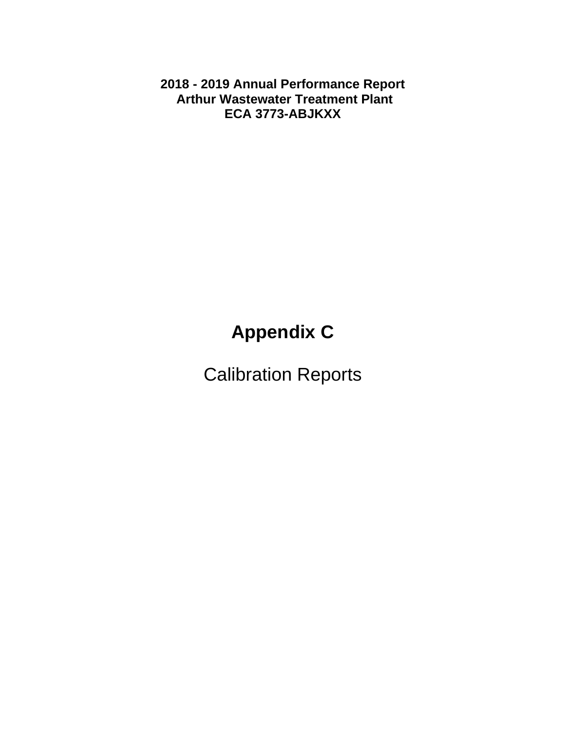**2018 - 2019 Annual Performance Report**
**Arthur Wastewater Treatment Plant**
**ECA 3773-ABJKXX**

# Appendix C

Calibration Reports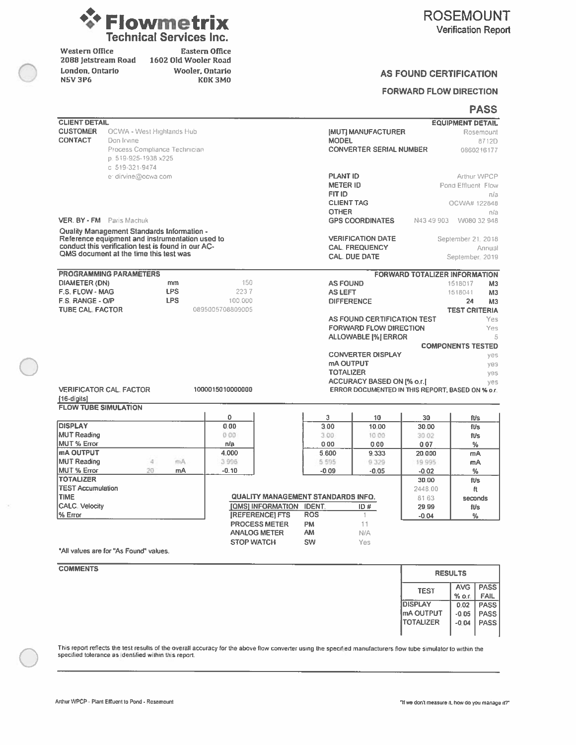**Flowmetrix Technical Services Inc.**

| Western Office | Eastern Office |
|---|---|
| 2088 Jetstream Road | 1602 Old Wooler Road |
| London, Ontario | Wooler, Ontario |
| N5V 3P6 | K0K 3M0 |

# ROSEMOUNT
## Verification Report

### AS FOUND CERTIFICATION

### FORWARD FLOW DIRECTION

### PASS

**CLIENT DETAIL**

**CUSTOMER** OCWA - West Highlands Hub
**CONTACT** Don Irvine
Process Compliance Technician
p. 519-925-1938 x225
c. 519-321-9474
e. dirvine@ocwa.com

**VER. BY - FM** Paris Machuk

Quality Management Standards Information - Reference equipment and instrumentation used to conduct this verification test is found in our AC-QMS document at the time this test was

**EQUIPMENT DETAIL**

| | |
|---|---|
| [MUT] MANUFACTURER | Rosemount |
| MODEL | 8712D |
| CONVERTER SERIAL NUMBER | 0860216177 |
| PLANT ID | Arthur WPCP |
| METER ID | Pond Effluent Flow |
| FIT ID | n/a |
| CLIENT TAG | OCWA# 122848 |
| OTHER | n/a |
| GPS COORDINATES | N43 49 903 W080 32 948 |
| VERIFICATION DATE | September 21, 2018 |
| CAL. FREQUENCY | Annual |
| CAL. DUE DATE | September, 2019 |

**PROGRAMMING PARAMETERS**

| | | |
|---|---|---|
| DIAMETER (DN) | mm | 150 |
| F.S. FLOW - MAG | LPS | 223.7 |
| F.S. RANGE - O/P | LPS | 100.000 |
| TUBE CAL. FACTOR | | 0895005708809005 |
| VERIFICATOR CAL. FACTOR [16-digits] | | 1000015010000000 |

**FORWARD TOTALIZER INFORMATION**

| | | |
|---|---|---|
| AS FOUND | 1518017 | M3 |
| AS LEFT | 1518041 | M3 |
| DIFFERENCE | 24 | M3 |

**TEST CRITERIA**

| | |
|---|---|
| AS FOUND CERTIFICATION TEST | Yes |
| FORWARD FLOW DIRECTION | Yes |
| ALLOWABLE [%] ERROR | 5 |

**COMPONENTS TESTED**

| | |
|---|---|
| CONVERTER DISPLAY | yes |
| mA OUTPUT | yes |
| TOTALIZER | yes |
| ACCURACY BASED ON [% o.r.] | yes |

ERROR DOCUMENTED IN THIS REPORT, BASED ON % o.r.

**FLOW TUBE SIMULATION**

| | | | 0 | 3 | 10 | 30 | ft/s |
|---|---|---|---|---|---|---|---|
| **DISPLAY** | | | 0.00 | 3.00 | 10.00 | 30.00 | ft/s |
| MUT Reading | | | 0.00 | 3.00 | 10.00 | 30.02 | ft/s |
| MUT % Error | | | n/a | 0.00 | 0.00 | 0.07 | % |
| **mA OUTPUT** | | | 4.000 | 5.600 | 9.333 | 20.000 | mA |
| MUT Reading | 4 | mA | 3.996 | 5.595 | 9.329 | 19.995 | mA |
| MUT % Error | 20 | mA | -0.10 | -0.09 | -0.05 | -0.02 | % |

| **TOTALIZER** | | |
|---|---|---|
| | 30.00 | ft/s |
| TEST Accumulation | 2448.00 | ft |
| TIME | 81.63 | seconds |
| CALC. Velocity | 29.99 | ft/s |
| % Error | -0.04 | % |

**QUALITY MANAGEMENT STANDARDS INFO.**

| [QMS] INFORMATION | IDENT. | ID # |
|---|---|---|
| [REFERENCE] FTS | ROS | 1 |
| PROCESS METER | PM | 11 |
| ANALOG METER | AM | N/A |
| STOP WATCH | SW | Yes |

*All values are for "As Found" values.

**COMMENTS**

**RESULTS**

| TEST | AVG % o.r. | PASS FAIL |
|---|---|---|
| DISPLAY | 0.02 | PASS |
| mA OUTPUT | -0.05 | PASS |
| TOTALIZER | -0.04 | PASS |

This report reflects the test results of the overall accuracy for the above flow converter using the specified manufacturers flow tube simulator to within the specified tolerance as identified within this report.

Arthur WPCP - Plant Effluent to Pond - Rosemount

"If we don't measure it, how do you manage it?"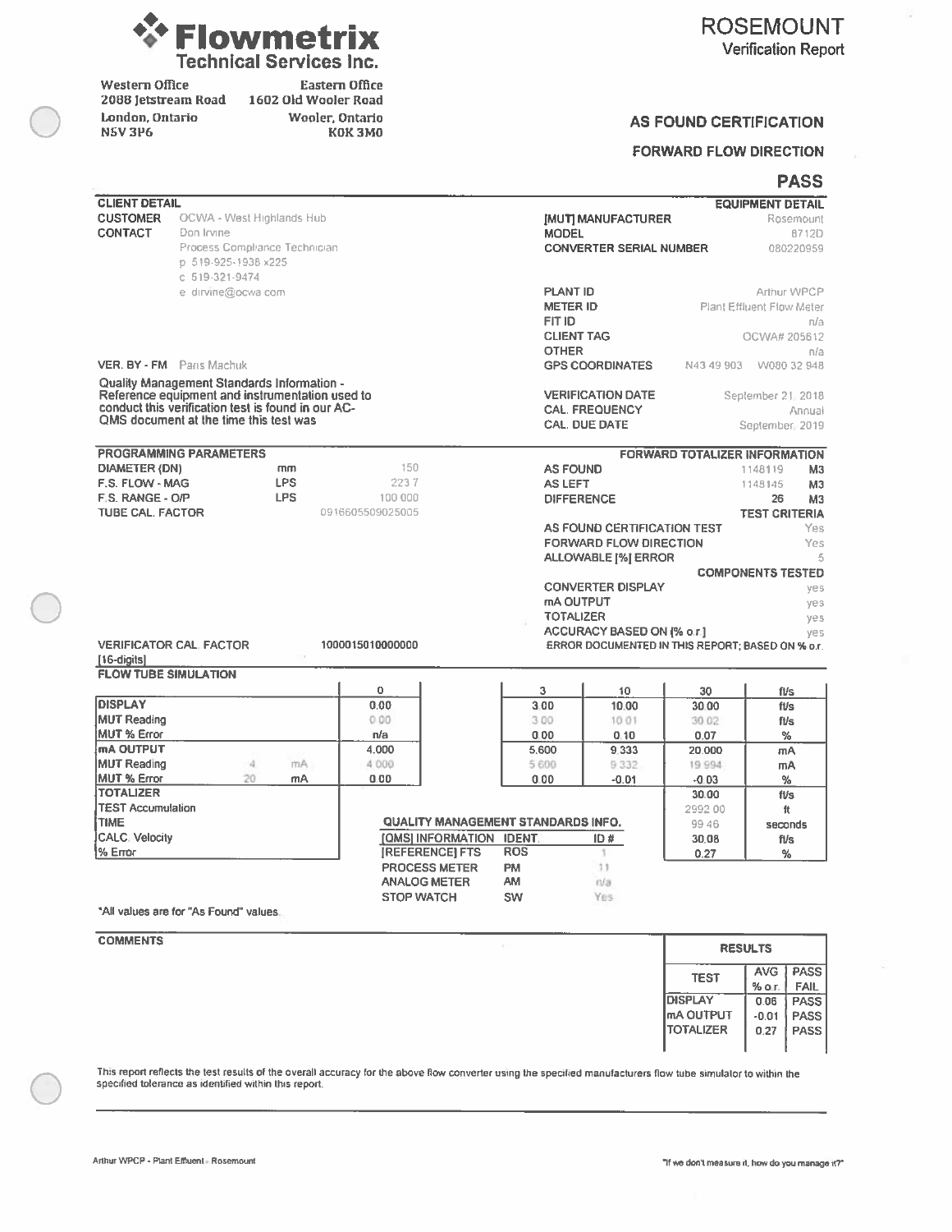# Flowmetrix Technical Services Inc.

**Western Office**
2088 Jetstream Road
London, Ontario
N5V 3P6

**Eastern Office**
1602 Old Wooler Road
Wooler, Ontario
K0K 3M0

## ROSEMOUNT
Verification Report

### AS FOUND CERTIFICATION

### FORWARD FLOW DIRECTION

## PASS

**CLIENT DETAIL**

| | |
|---|---|
| **CUSTOMER** | OCWA - West Highlands Hub |
| **CONTACT** | Don Irvine |
| | Process Compliance Technician |
| | p 519-925-1938 x225 |
| | c 519-321-9474 |
| | e dirvine@ocwa.com |
| **VER. BY - FM** | Paris Machuk |

Quality Management Standards Information - Reference equipment and instrumentation used to conduct this verification test is found in our AC-QMS document at the time this test was

**EQUIPMENT DETAIL**

| | |
|---|---|
| **[MUT] MANUFACTURER** | Rosemount |
| **MODEL** | 8712D |
| **CONVERTER SERIAL NUMBER** | 080220959 |
| **PLANT ID** | Arthur WPCP |
| **METER ID** | Plant Effluent Flow Meter |
| **FIT ID** | n/a |
| **CLIENT TAG** | OCWA# 205612 |
| **OTHER** | n/a |
| **GPS COORDINATES** | N43 49 903 W080 32 948 |
| **VERIFICATION DATE** | September 21, 2018 |
| **CAL. FREQUENCY** | Annual |
| **CAL. DUE DATE** | September, 2019 |

**PROGRAMMING PARAMETERS**

| | | |
|---|---|---|
| **DIAMETER (DN)** | mm | 150 |
| **F.S. FLOW - MAG** | LPS | 223.7 |
| **F.S. RANGE - O/P** | LPS | 100.000 |
| **TUBE CAL. FACTOR** | | 0916605509025005 |
| **VERIFICATOR CAL. FACTOR [16-digits]** | | 1000015010000000 |

**FORWARD TOTALIZER INFORMATION**

| | | |
|---|---|---|
| **AS FOUND** | 1148119 | M3 |
| **AS LEFT** | 1148145 | M3 |
| **DIFFERENCE** | 26 | M3 |

**TEST CRITERIA**

| | |
|---|---|
| **AS FOUND CERTIFICATION TEST** | Yes |
| **FORWARD FLOW DIRECTION** | Yes |
| **ALLOWABLE [%] ERROR** | 5 |

**COMPONENTS TESTED**

| | |
|---|---|
| **CONVERTER DISPLAY** | yes |
| **mA OUTPUT** | yes |
| **TOTALIZER** | yes |
| **ACCURACY BASED ON [% o.r.]** | yes |

ERROR DOCUMENTED IN THIS REPORT; BASED ON % o.r.

**FLOW TUBE SIMULATION**

| | | | 0 | 3 | 10 | 30 | ft/s |
|---|---|---|---|---|---|---|---|
| **DISPLAY** | | | 0.00 | 3.00 | 10.00 | 30.00 | ft/s |
| **MUT Reading** | | | 0.00 | 3.00 | 10.01 | 30.02 | ft/s |
| **MUT % Error** | | | n/a | 0.00 | 0.10 | 0.07 | % |
| **mA OUTPUT** | | | 4.000 | 5.600 | 9.333 | 20.000 | mA |
| **MUT Reading** | 4 | mA | 4.000 | 5.600 | 9.332 | 19.994 | mA |
| **MUT % Error** | 20 | mA | 0.00 | 0.00 | -0.01 | -0.03 | % |
| **TOTALIZER** | | | | | | 30.00 | ft/s |
| **TEST Accumulation** | | | | | | 2992.00 | ft |
| **TIME** | | | | | | 99.46 | seconds |
| **CALC. Velocity** | | | | | | 30.08 | ft/s |
| **% Error** | | | | | | 0.27 | % |

**QUALITY MANAGEMENT STANDARDS INFO.**

| [QMS] INFORMATION | IDENT. | ID # |
|---|---|---|
| [REFERENCE] FTS | ROS | 1 |
| PROCESS METER | PM | 11 |
| ANALOG METER | AM | n/a |
| STOP WATCH | SW | Yes |

*All values are for "As Found" values.

**COMMENTS**

**RESULTS**

| TEST | AVG % o.r. | PASS FAIL |
|---|---|---|
| DISPLAY | 0.06 | PASS |
| mA OUTPUT | -0.01 | PASS |
| TOTALIZER | 0.27 | PASS |

This report reflects the test results of the overall accuracy for the above flow converter using the specified manufacturers flow tube simulator to within the specified tolerance as identified within this report.

Arthur WPCP - Plant Effluent - Rosemount

"If we don't measure it, how do you manage it?"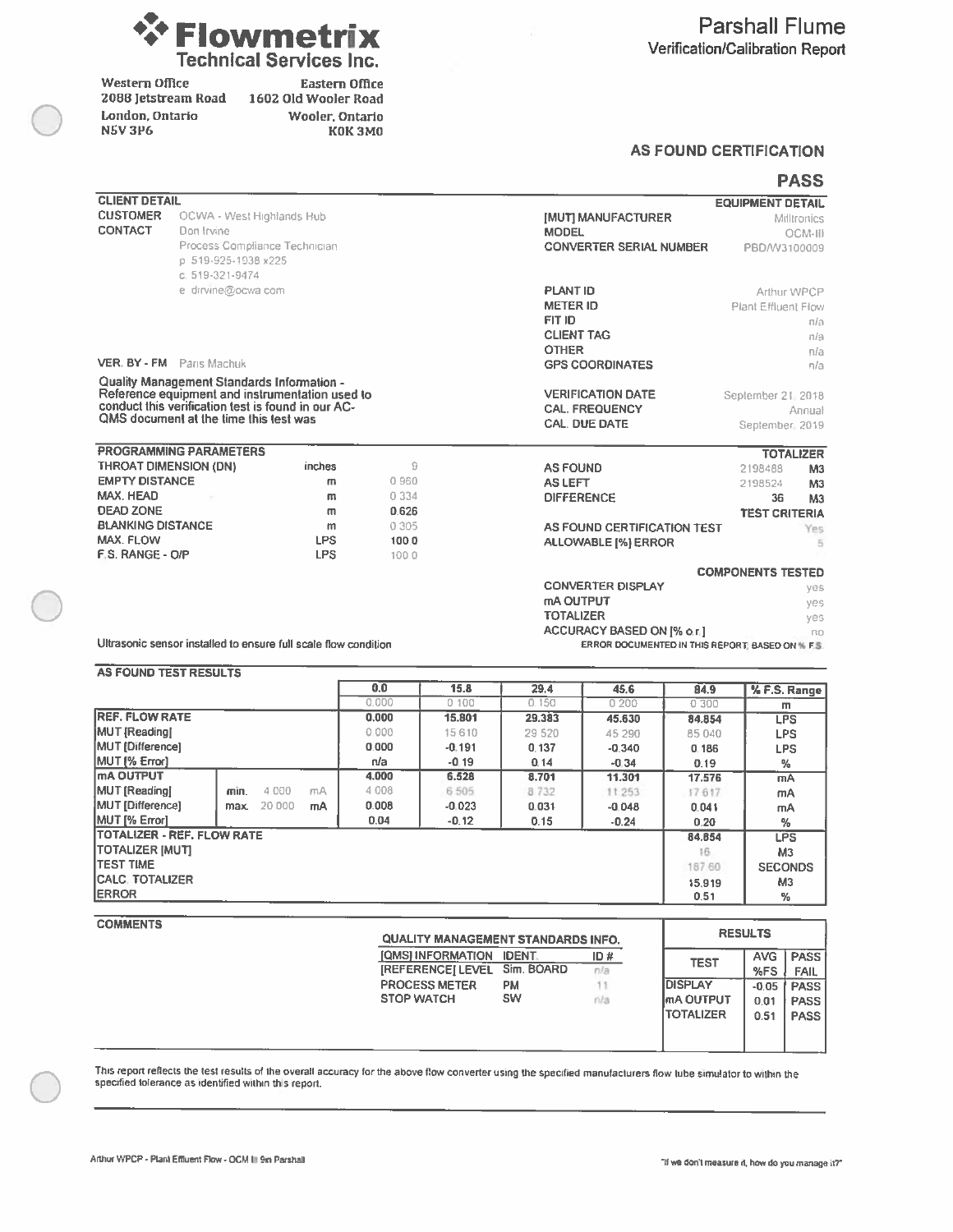# Flowmetrix Technical Services Inc.

| Western Office | Eastern Office |
|---|---|
| 2088 Jetstream Road | 1602 Old Wooler Road |
| London, Ontario | Wooler, Ontario |
| N5V 3P6 | K0K 3M0 |

## Parshall Flume
### Verification/Calibration Report

### AS FOUND CERTIFICATION

**PASS**

**CLIENT DETAIL**

**CUSTOMER** OCWA - West Highlands Hub
**CONTACT** Don Irvine
Process Compliance Technician
p. 519-925-1938 x225
c. 519-321-9474
e. dirvine@ocwa.com

**VER. BY - FM** Paris Machuk

**Quality Management Standards Information - Reference equipment and instrumentation used to conduct this verification test is found in our AC-QMS document at the time this test was**

**EQUIPMENT DETAIL**

| | |
|---|---|
| [MUT] MANUFACTURER | Milltronics |
| MODEL | OCM-III |
| CONVERTER SERIAL NUMBER | PBD/W3100009 |
| PLANT ID | Arthur WPCP |
| METER ID | Plant Effluent Flow |
| FIT ID | n/a |
| CLIENT TAG | n/a |
| OTHER | n/a |
| GPS COORDINATES | n/a |
| VERIFICATION DATE | September 21, 2018 |
| CAL. FREQUENCY | Annual |
| CAL. DUE DATE | September, 2019 |

**PROGRAMMING PARAMETERS**

| | | |
|---|---|---|
| THROAT DIMENSION (DN) | inches | 9 |
| EMPTY DISTANCE | m | 0.960 |
| MAX. HEAD | m | 0.334 |
| DEAD ZONE | m | 0.626 |
| BLANKING DISTANCE | m | 0.305 |
| MAX. FLOW | LPS | 100.0 |
| F.S. RANGE - O/P | LPS | 100.0 |

Ultrasonic sensor installed to ensure full scale flow condition

**TOTALIZER**

| | | |
|---|---|---|
| AS FOUND | 2198488 | M3 |
| AS LEFT | 2198524 | M3 |
| DIFFERENCE | 36 | M3 |

**TEST CRITERIA**

| | |
|---|---|
| AS FOUND CERTIFICATION TEST | Yes |
| ALLOWABLE [%] ERROR | 5 |

**COMPONENTS TESTED**

| | |
|---|---|
| CONVERTER DISPLAY | yes |
| mA OUTPUT | yes |
| TOTALIZER | yes |
| ACCURACY BASED ON [% o.r.] | no |

ERROR DOCUMENTED IN THIS REPORT, BASED ON % F.S.

**AS FOUND TEST RESULTS**

| | | | | 0.0 | 15.8 | 29.4 | 45.6 | 84.9 | % F.S. Range |
|---|---|---|---|---|---|---|---|---|---|
| | | | | 0.000 | 0.100 | 0.150 | 0.200 | 0.300 | m |
| REF. FLOW RATE | | | | 0.000 | 15.801 | 29.383 | 45.630 | 84.854 | LPS |
| MUT [Reading] | | | | 0.000 | 15.610 | 29.520 | 45.290 | 85.040 | LPS |
| MUT [Difference] | | | | 0.000 | -0.191 | 0.137 | -0.340 | 0.186 | LPS |
| MUT [% Error] | | | | n/a | -0.19 | 0.14 | -0.34 | 0.19 | % |
| mA OUTPUT | | | | 4.000 | 6.528 | 8.701 | 11.301 | 17.576 | mA |
| MUT [Reading] | min. | 4.000 | mA | 4.008 | 6.505 | 8.732 | 11.253 | 17.617 | mA |
| MUT [Difference] | max. | 20.000 | mA | 0.008 | -0.023 | 0.031 | -0.048 | 0.041 | mA |
| MUT [% Error] | | | | 0.04 | -0.12 | 0.15 | -0.24 | 0.20 | % |
| TOTALIZER - REF. FLOW RATE | | | | | | | | 84.854 | LPS |
| TOTALIZER [MUT] | | | | | | | | 16 | M3 |
| TEST TIME | | | | | | | | 187.60 | SECONDS |
| CALC. TOTALIZER | | | | | | | | 15.919 | M3 |
| ERROR | | | | | | | | 0.51 | % |

**COMMENTS**

**QUALITY MANAGEMENT STANDARDS INFO.**

| [QMS] INFORMATION | IDENT. | ID # |
|---|---|---|
| [REFERENCE] LEVEL | Sim. BOARD | n/a |
| PROCESS METER | PM | 11 |
| STOP WATCH | SW | n/a |

**RESULTS**

| TEST | AVG %FS | PASS FAIL |
|---|---|---|
| DISPLAY | -0.05 | PASS |
| mA OUTPUT | 0.01 | PASS |
| TOTALIZER | 0.51 | PASS |

This report reflects the test results of the overall accuracy for the above flow converter using the specified manufacturers flow tube simulator to within the specified tolerance as identified within this report.

Arthur WPCP - Plant Effluent Flow - OCM III 9in Parshall

"If we don't measure it, how do you manage it?"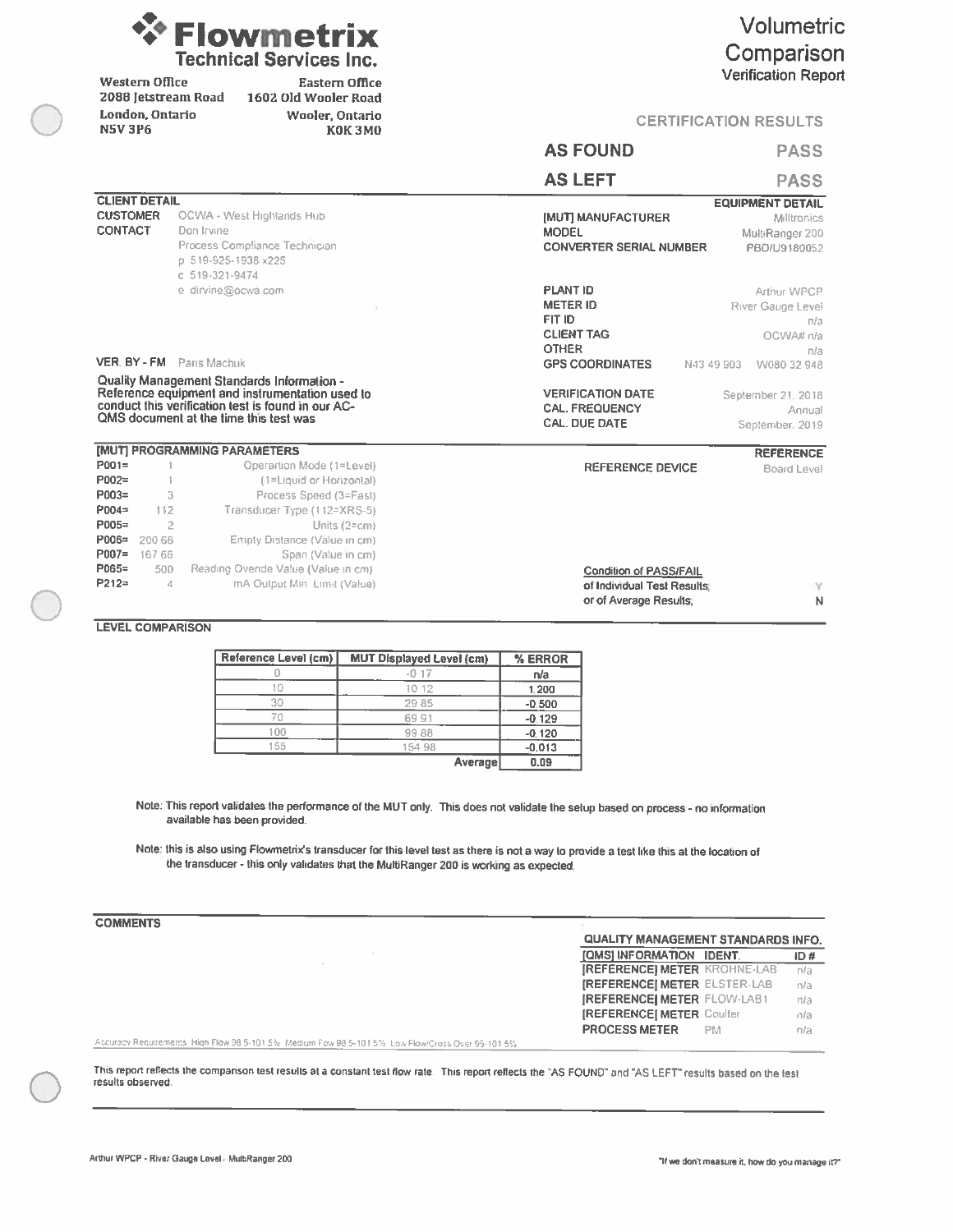# Flowmetrix Technical Services Inc.

**Western Office**
2088 Jetstream Road
London, Ontario
N5V 3P6

**Eastern Office**
1602 Old Wooler Road
Wooler, Ontario
K0K 3M0

## Volumetric Comparison
### Verification Report

**CERTIFICATION RESULTS**

| | |
|---|---|
| **AS FOUND** | **PASS** |
| **AS LEFT** | **PASS** |

### CLIENT DETAIL

**CUSTOMER** OCWA - West Highlands Hub
**CONTACT** Don Irvine
Process Compliance Technician
p 519-925-1938 x225
c 519-321-9474
e dirvine@ocwa.com

**VER. BY - FM** Paris Machuk

**Quality Management Standards Information - Reference equipment and instrumentation used to conduct this verification test is found in our AC-QMS document at the time this test was**

### EQUIPMENT DETAIL

| | |
|---|---|
| **[MUT] MANUFACTURER** | Milltronics |
| **MODEL** | MultiRanger 200 |
| **CONVERTER SERIAL NUMBER** | PBD/U9180052 |
| **PLANT ID** | Arthur WPCP |
| **METER ID** | River Gauge Level |
| **FIT ID** | n/a |
| **CLIENT TAG** | OCWA# n/a |
| **OTHER** | n/a |
| **GPS COORDINATES** | N43 49 903 W080 32 948 |
| **VERIFICATION DATE** | September 21, 2018 |
| **CAL. FREQUENCY** | Annual |
| **CAL. DUE DATE** | September, 2019 |

### [MUT] PROGRAMMING PARAMETERS

| Parameter | Value | Description |
|---|---|---|
| P001= | 1 | Operation Mode (1=Level) |
| P002= | 1 | (1=Liquid or Horizontal) |
| P003= | 3 | Process Speed (3=Fast) |
| P004= | 112 | Transducer Type (112=XRS-5) |
| P005= | 2 | Units (2=cm) |
| P006= | 200.66 | Empty Distance (Value in cm) |
| P007= | 167.66 | Span (Value in cm) |
| P065= | 500 | Reading Override Value (Value in cm) |
| P212= | 4 | mA Output Min. Limit (Value) |

### REFERENCE

**REFERENCE DEVICE** Board Level

**Condition of PASS/FAIL**
of Individual Test Results; Y
or of Average Results; N

### LEVEL COMPARISON

| Reference Level (cm) | MUT Displayed Level (cm) | % ERROR |
|---|---|---|
| 0 | -0.17 | n/a |
| 10 | 10.12 | 1.200 |
| 30 | 29.85 | -0.500 |
| 70 | 69.91 | -0.129 |
| 100 | 99.88 | -0.120 |
| 155 | 154.98 | -0.013 |
| | **Average** | 0.09 |

Note: This report validates the performance of the MUT only. This does not validate the setup based on process - no information available has been provided.

Note: this is also using Flowmetrix's transducer for this level test as there is not a way to provide a test like this at the location of the transducer - this only validates that the MultiRanger 200 is working as expected.

### COMMENTS

**QUALITY MANAGEMENT STANDARDS INFO.**

| [QMS] INFORMATION | IDENT. | ID # |
|---|---|---|
| [REFERENCE] METER | KROHNE-LAB | n/a |
| [REFERENCE] METER | ELSTER-LAB | n/a |
| [REFERENCE] METER | FLOW-LAB1 | n/a |
| [REFERENCE] METER | Coulter | n/a |
| PROCESS METER | PM | n/a |

Accuracy Requirements: High Flow 98.5-101.5% Medium Flow 98.5-101.5% Low Flow/Cross Over 95-101.5%

This report reflects the comparison test results at a constant test flow rate. This report reflects the "AS FOUND" and "AS LEFT" results based on the test results observed.

Arthur WPCP - River Gauge Level - MultiRanger 200

"If we don't measure it, how do you manage it?"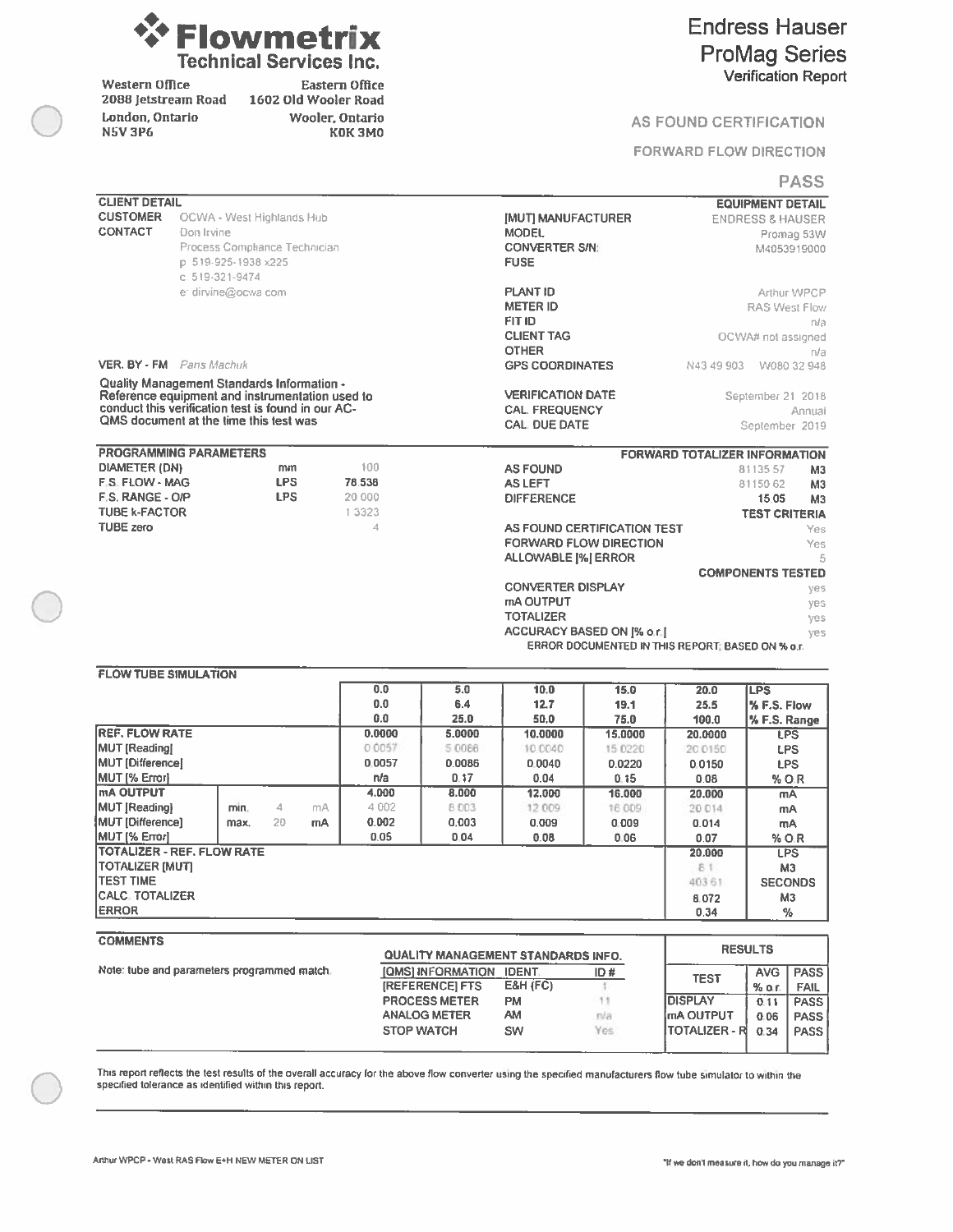# Flowmetrix Technical Services Inc.

| Western Office | Eastern Office |
|---|---|
| 2088 Jetstream Road | 1602 Old Wooler Road |
| London, Ontario | Wooler, Ontario |
| N5V 3P6 | K0K 3M0 |

## Endress Hauser ProMag Series

### Verification Report

**AS FOUND CERTIFICATION**

**FORWARD FLOW DIRECTION**

**PASS**

| CLIENT DETAIL | |
|---|---|
| CUSTOMER | OCWA - West Highlands Hub |
| CONTACT | Don Irvine |
| | Process Compliance Technician |
| | p: 519-925-1938 x225 |
| | c: 519-321-9474 |
| | e: dirvine@ocwa.com |
| VER. BY - FM | Paris Machuk |

Quality Management Standards Information - Reference equipment and instrumentation used to conduct this verification test is found in our AC-QMS document at the time this test was

| EQUIPMENT DETAIL | |
|---|---|
| [MUT] MANUFACTURER | ENDRESS & HAUSER |
| MODEL | Promag 53W |
| CONVERTER S/N: | M4053919000 |
| FUSE | |
| PLANT ID | Arthur WPCP |
| METER ID | RAS West Flow |
| FIT ID | n/a |
| CLIENT TAG | OCWA# not assigned |
| OTHER | n/a |
| GPS COORDINATES | N43 49.903 W080 32.948 |
| VERIFICATION DATE | September 21 2018 |
| CAL. FREQUENCY | Annual |
| CAL. DUE DATE | September 2019 |

| PROGRAMMING PARAMETERS | | |
|---|---|---|
| DIAMETER (DN) | mm | 100 |
| F.S. FLOW - MAG | LPS | 78.538 |
| F.S. RANGE - O/P | LPS | 20.000 |
| TUBE k-FACTOR | | 1.3323 |
| TUBE zero | | 4 |

| FORWARD TOTALIZER INFORMATION | | |
|---|---|---|
| AS FOUND | 81135.57 | M3 |
| AS LEFT | 81150.62 | M3 |
| DIFFERENCE | 15.05 | M3 |

| TEST CRITERIA | |
|---|---|
| AS FOUND CERTIFICATION TEST | Yes |
| FORWARD FLOW DIRECTION | Yes |
| ALLOWABLE [%] ERROR | 5 |

| COMPONENTS TESTED | |
|---|---|
| CONVERTER DISPLAY | yes |
| mA OUTPUT | yes |
| TOTALIZER | yes |
| ACCURACY BASED ON [% o.r.] | yes |

ERROR DOCUMENTED IN THIS REPORT; BASED ON % o.r.

### FLOW TUBE SIMULATION

| | | | | | | | | |
|---|---|---|---|---|---|---|---|---|
| | | | 0.0 | 5.0 | 10.0 | 15.0 | 20.0 | LPS |
| | | | 0.0 | 6.4 | 12.7 | 19.1 | 25.5 | % F.S. Flow |
| | | | 0.0 | 25.0 | 50.0 | 75.0 | 100.0 | % F.S. Range |
| REF. FLOW RATE | | | 0.0000 | 5.0000 | 10.0000 | 15.0000 | 20.0000 | LPS |
| MUT [Reading] | | | 0.0057 | 5.0086 | 10.0040 | 15.0220 | 20.0150 | LPS |
| MUT [Difference] | | | 0.0057 | 0.0086 | 0.0040 | 0.0220 | 0.0150 | LPS |
| MUT [% Error] | | | n/a | 0.17 | 0.04 | 0.15 | 0.08 | % O.R. |
| mA OUTPUT | | | 4.000 | 8.000 | 12.000 | 16.000 | 20.000 | mA |
| MUT [Reading] | min. | 4 mA | 4.002 | 8.003 | 12.009 | 16.009 | 20.014 | mA |
| MUT [Difference] | max. | 20 mA | 0.002 | 0.003 | 0.009 | 0.009 | 0.014 | mA |
| MUT [% Error] | | | 0.05 | 0.04 | 0.08 | 0.06 | 0.07 | % O.R. |
| TOTALIZER - REF. FLOW RATE | | | | | | | 20.000 | LPS |
| TOTALIZER [MUT] | | | | | | | 8.1 | M3 |
| TEST TIME | | | | | | | 403.61 | SECONDS |
| CALC. TOTALIZER | | | | | | | 8.072 | M3 |
| ERROR | | | | | | | 0.34 | % |

### COMMENTS

Note: tube and parameters programmed match.

| QUALITY MANAGEMENT STANDARDS INFO. | | |
|---|---|---|
| [QMS] INFORMATION | IDENT | ID # |
| [REFERENCE] FTS | E&H (FC) | 1 |
| PROCESS METER | PM | 11 |
| ANALOG METER | AM | n/a |
| STOP WATCH | SW | Yes |

| RESULTS | | |
|---|---|---|
| TEST | AVG % o.r. | PASS FAIL |
| DISPLAY | 0.11 | PASS |
| mA OUTPUT | 0.06 | PASS |
| TOTALIZER - R | 0.34 | PASS |

This report reflects the test results of the overall accuracy for the above flow converter using the specified manufacturers flow tube simulator to within the specified tolerance as identified within this report.

Arthur WPCP - West RAS Flow E+H NEW METER ON LIST

"If we don't measure it, how do you manage it?"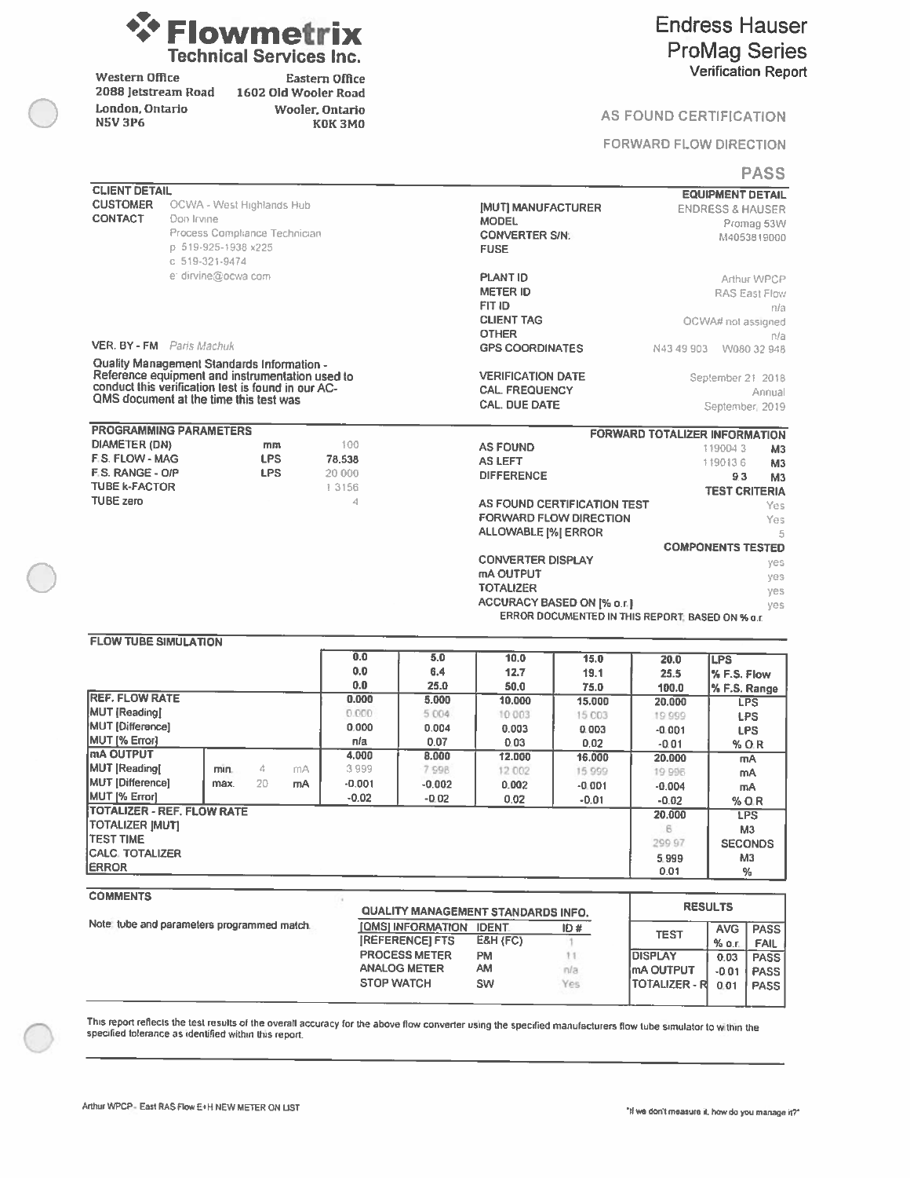# Flowmetrix
**Technical Services Inc.**

| Western Office | Eastern Office |
|---|---|
| 2088 Jetstream Road | 1602 Old Wooler Road |
| London, Ontario | Wooler, Ontario |
| N5V 3P6 | K0K 3M0 |

## Endress Hauser ProMag Series
### Verification Report

AS FOUND CERTIFICATION

FORWARD FLOW DIRECTION

**PASS**

### CLIENT DETAIL

| | |
|---|---|
| CUSTOMER | OCWA - West Highlands Hub |
| CONTACT | Don Irvine |
| | Process Compliance Technician |
| | p 519-925-1938 x225 |
| | c 519-321-9474 |
| | e dirvine@ocwa.com |
| VER. BY - FM | *Paris Machuk* |

Quality Management Standards Information - Reference equipment and instrumentation used to conduct this verification test is found in our AC-QMS document at the time this test was

### EQUIPMENT DETAIL

| | |
|---|---|
| [MUT] MANUFACTURER | ENDRESS & HAUSER |
| MODEL | Promag 53W |
| CONVERTER S/N: | M4053819000 |
| FUSE | |
| PLANT ID | Arthur WPCP |
| METER ID | RAS East Flow |
| FIT ID | n/a |
| CLIENT TAG | OCWA# not assigned |
| OTHER | n/a |
| GPS COORDINATES | N43 49 903 W080 32 948 |
| VERIFICATION DATE | September 21 2018 |
| CAL. FREQUENCY | Annual |
| CAL. DUE DATE | September, 2019 |

### PROGRAMMING PARAMETERS

| | | |
|---|---|---|
| DIAMETER (DN) | mm | 100 |
| F.S. FLOW - MAG | LPS | 78.538 |
| F.S. RANGE - O/P | LPS | 20.000 |
| TUBE k-FACTOR | | 1.3156 |
| TUBE zero | | 4 |

### FORWARD TOTALIZER INFORMATION

| | | |
|---|---|---|
| AS FOUND | 119004.3 | M3 |
| AS LEFT | 119013.6 | M3 |
| DIFFERENCE | 9.3 | M3 |

### TEST CRITERIA

| | |
|---|---|
| AS FOUND CERTIFICATION TEST | Yes |
| FORWARD FLOW DIRECTION | Yes |
| ALLOWABLE [%] ERROR | 5 |

### COMPONENTS TESTED

| | |
|---|---|
| CONVERTER DISPLAY | yes |
| mA OUTPUT | yes |
| TOTALIZER | yes |
| ACCURACY BASED ON [% o.r.] | yes |

ERROR DOCUMENTED IN THIS REPORT, BASED ON % o.r.

### FLOW TUBE SIMULATION

| | | | | 0.0 | 5.0 | 10.0 | 15.0 | 20.0 | LPS |
|---|---|---|---|---|---|---|---|---|---|
| | | | | 0.0 | 6.4 | 12.7 | 19.1 | 25.5 | % F.S. Flow |
| | | | | 0.0 | 25.0 | 50.0 | 75.0 | 100.0 | % F.S. Range |
| REF. FLOW RATE | | | | 0.000 | 5.000 | 10.000 | 15.000 | 20.000 | LPS |
| MUT [Reading] | | | | 0.000 | 5.004 | 10.003 | 15.003 | 19.999 | LPS |
| MUT [Difference] | | | | 0.000 | 0.004 | 0.003 | 0.003 | -0.001 | LPS |
| MUT [% Error] | | | | n/a | 0.07 | 0.03 | 0.02 | -0.01 | % O.R |
| mA OUTPUT | | | | 4.000 | 8.000 | 12.000 | 16.000 | 20.000 | mA |
| MUT [Reading] | min. | 4 | mA | 3.999 | 7.998 | 12.002 | 15.999 | 19.996 | mA |
| MUT [Difference] | max. | 20 | mA | -0.001 | -0.002 | 0.002 | -0.001 | -0.004 | mA |
| MUT [% Error] | | | | -0.02 | -0.02 | 0.02 | -0.01 | -0.02 | % O.R |
| TOTALIZER - REF. FLOW RATE | | | | | | | | 20.000 | LPS |
| TOTALIZER [MUT] | | | | | | | | 6 | M3 |
| TEST TIME | | | | | | | | 299.97 | SECONDS |
| CALC. TOTALIZER | | | | | | | | 5.999 | M3 |
| ERROR | | | | | | | | 0.01 | % |

### COMMENTS

Note: tube and parameters programmed match.

### QUALITY MANAGEMENT STANDARDS INFO.

| [QMS] INFORMATION | IDENT. | ID # |
|---|---|---|
| [REFERENCE] FTS | E&H (FC) | 1 |
| PROCESS METER | PM | 11 |
| ANALOG METER | AM | n/a |
| STOP WATCH | SW | Yes |

### RESULTS

| TEST | AVG % o.r. | PASS FAIL |
|---|---|---|
| DISPLAY | 0.03 | PASS |
| mA OUTPUT | -0.01 | PASS |
| TOTALIZER - R | 0.01 | PASS |

This report reflects the test results of the overall accuracy for the above flow converter using the specified manufacturers flow tube simulator to within the specified tolerance as identified within this report.

Arthur WPCP - East RAS Flow E+H NEW METER ON LIST

"If we don't measure it, how do you manage it?"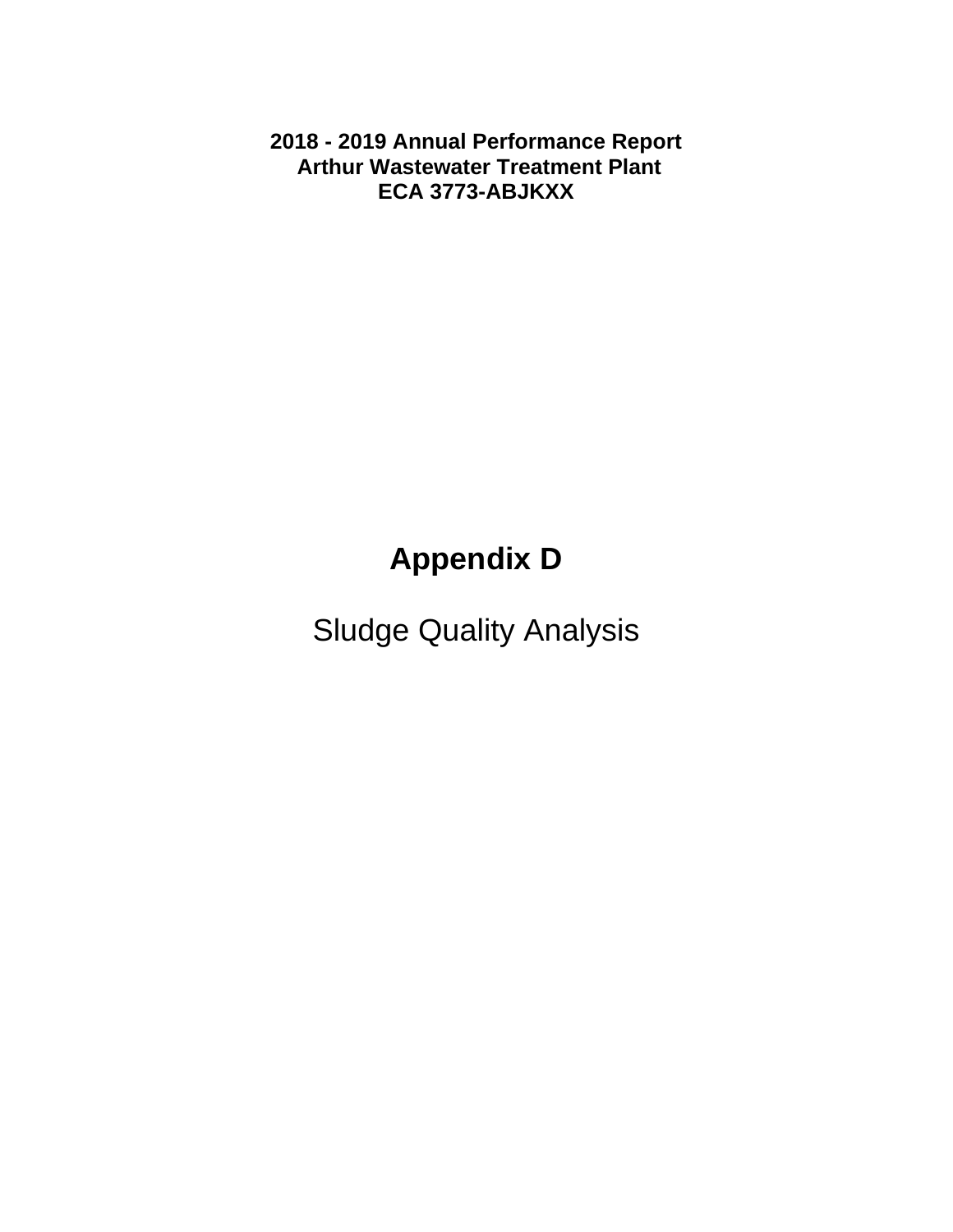**2018 - 2019 Annual Performance Report**
**Arthur Wastewater Treatment Plant**
**ECA 3773-ABJKXX**

# Appendix D

Sludge Quality Analysis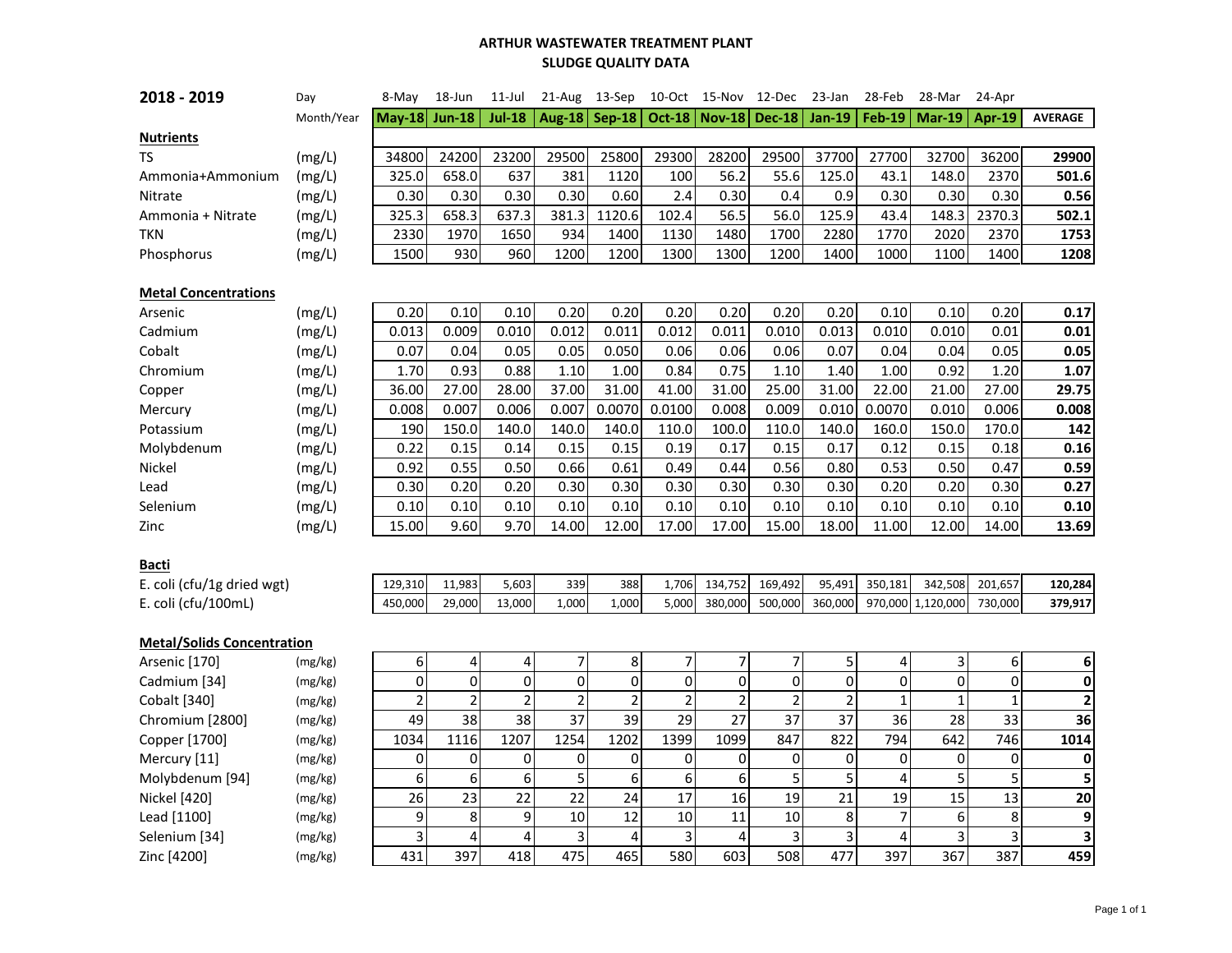# ARTHUR WASTEWATER TREATMENT PLANT
## SLUDGE QUALITY DATA

| 2018 - 2019 | Day | 8-May | 18-Jun | 11-Jul | 21-Aug | 13-Sep | 10-Oct | 15-Nov | 12-Dec | 23-Jan | 28-Feb | 28-Mar | 24-Apr | |
|---|---|---|---|---|---|---|---|---|---|---|---|---|---|---|
| | Month/Year | May-18 | Jun-18 | Jul-18 | Aug-18 | Sep-18 | Oct-18 | Nov-18 | Dec-18 | Jan-19 | Feb-19 | Mar-19 | Apr-19 | AVERAGE |
| **Nutrients** | | | | | | | | | | | | | | |
| TS | (mg/L) | 34800 | 24200 | 23200 | 29500 | 25800 | 29300 | 28200 | 29500 | 37700 | 27700 | 32700 | 36200 | **29900** |
| Ammonia+Ammonium | (mg/L) | 325.0 | 658.0 | 637 | 381 | 1120 | 100 | 56.2 | 55.6 | 125.0 | 43.1 | 148.0 | 2370 | **501.6** |
| Nitrate | (mg/L) | 0.30 | 0.30 | 0.30 | 0.30 | 0.60 | 2.4 | 0.30 | 0.4 | 0.9 | 0.30 | 0.30 | 0.30 | **0.56** |
| Ammonia + Nitrate | (mg/L) | 325.3 | 658.3 | 637.3 | 381.3 | 1120.6 | 102.4 | 56.5 | 56.0 | 125.9 | 43.4 | 148.3 | 2370.3 | **502.1** |
| TKN | (mg/L) | 2330 | 1970 | 1650 | 934 | 1400 | 1130 | 1480 | 1700 | 2280 | 1770 | 2020 | 2370 | **1753** |
| Phosphorus | (mg/L) | 1500 | 930 | 960 | 1200 | 1200 | 1300 | 1300 | 1200 | 1400 | 1000 | 1100 | 1400 | **1208** |
| **Metal Concentrations** | | | | | | | | | | | | | | |
| Arsenic | (mg/L) | 0.20 | 0.10 | 0.10 | 0.20 | 0.20 | 0.20 | 0.20 | 0.20 | 0.20 | 0.10 | 0.10 | 0.20 | **0.17** |
| Cadmium | (mg/L) | 0.013 | 0.009 | 0.010 | 0.012 | 0.011 | 0.012 | 0.011 | 0.010 | 0.013 | 0.010 | 0.010 | 0.01 | **0.01** |
| Cobalt | (mg/L) | 0.07 | 0.04 | 0.05 | 0.05 | 0.050 | 0.06 | 0.06 | 0.06 | 0.07 | 0.04 | 0.04 | 0.05 | **0.05** |
| Chromium | (mg/L) | 1.70 | 0.93 | 0.88 | 1.10 | 1.00 | 0.84 | 0.75 | 1.10 | 1.40 | 1.00 | 0.92 | 1.20 | **1.07** |
| Copper | (mg/L) | 36.00 | 27.00 | 28.00 | 37.00 | 31.00 | 41.00 | 31.00 | 25.00 | 31.00 | 22.00 | 21.00 | 27.00 | **29.75** |
| Mercury | (mg/L) | 0.008 | 0.007 | 0.006 | 0.007 | 0.0070 | 0.0100 | 0.008 | 0.009 | 0.010 | 0.0070 | 0.010 | 0.006 | **0.008** |
| Potassium | (mg/L) | 190 | 150.0 | 140.0 | 140.0 | 140.0 | 110.0 | 100.0 | 110.0 | 140.0 | 160.0 | 150.0 | 170.0 | **142** |
| Molybdenum | (mg/L) | 0.22 | 0.15 | 0.14 | 0.15 | 0.15 | 0.19 | 0.17 | 0.15 | 0.17 | 0.12 | 0.15 | 0.18 | **0.16** |
| Nickel | (mg/L) | 0.92 | 0.55 | 0.50 | 0.66 | 0.61 | 0.49 | 0.44 | 0.56 | 0.80 | 0.53 | 0.50 | 0.47 | **0.59** |
| Lead | (mg/L) | 0.30 | 0.20 | 0.20 | 0.30 | 0.30 | 0.30 | 0.30 | 0.30 | 0.30 | 0.20 | 0.20 | 0.30 | **0.27** |
| Selenium | (mg/L) | 0.10 | 0.10 | 0.10 | 0.10 | 0.10 | 0.10 | 0.10 | 0.10 | 0.10 | 0.10 | 0.10 | 0.10 | **0.10** |
| Zinc | (mg/L) | 15.00 | 9.60 | 9.70 | 14.00 | 12.00 | 17.00 | 17.00 | 15.00 | 18.00 | 11.00 | 12.00 | 14.00 | **13.69** |
| **Bacti** | | | | | | | | | | | | | | |
| E. coli (cfu/1g dried wgt) | | 129,310 | 11,983 | 5,603 | 339 | 388 | 1,706 | 134,752 | 169,492 | 95,491 | 350,181 | 342,508 | 201,657 | **120,284** |
| E. coli (cfu/100mL) | | 450,000 | 29,000 | 13,000 | 1,000 | 1,000 | 5,000 | 380,000 | 500,000 | 360,000 | 970,000 | 1,120,000 | 730,000 | **379,917** |
| **Metal/Solids Concentration** | | | | | | | | | | | | | | |
| Arsenic [170] | (mg/kg) | 6 | 4 | 4 | 7 | 8 | 7 | 7 | 7 | 5 | 4 | 3 | 6 | **6** |
| Cadmium [34] | (mg/kg) | 0 | 0 | 0 | 0 | 0 | 0 | 0 | 0 | 0 | 0 | 0 | 0 | **0** |
| Cobalt [340] | (mg/kg) | 2 | 2 | 2 | 2 | 2 | 2 | 2 | 2 | 2 | 1 | 1 | 1 | **2** |
| Chromium [2800] | (mg/kg) | 49 | 38 | 38 | 37 | 39 | 29 | 27 | 37 | 37 | 36 | 28 | 33 | **36** |
| Copper [1700] | (mg/kg) | 1034 | 1116 | 1207 | 1254 | 1202 | 1399 | 1099 | 847 | 822 | 794 | 642 | 746 | **1014** |
| Mercury [11] | (mg/kg) | 0 | 0 | 0 | 0 | 0 | 0 | 0 | 0 | 0 | 0 | 0 | 0 | **0** |
| Molybdenum [94] | (mg/kg) | 6 | 6 | 6 | 5 | 6 | 6 | 6 | 5 | 5 | 4 | 5 | 5 | **5** |
| Nickel [420] | (mg/kg) | 26 | 23 | 22 | 22 | 24 | 17 | 16 | 19 | 21 | 19 | 15 | 13 | **20** |
| Lead [1100] | (mg/kg) | 9 | 8 | 9 | 10 | 12 | 10 | 11 | 10 | 8 | 7 | 6 | 8 | **9** |
| Selenium [34] | (mg/kg) | 3 | 4 | 4 | 3 | 4 | 3 | 4 | 3 | 3 | 4 | 3 | 3 | **3** |
| Zinc [4200] | (mg/kg) | 431 | 397 | 418 | 475 | 465 | 580 | 603 | 508 | 477 | 397 | 367 | 387 | **459** |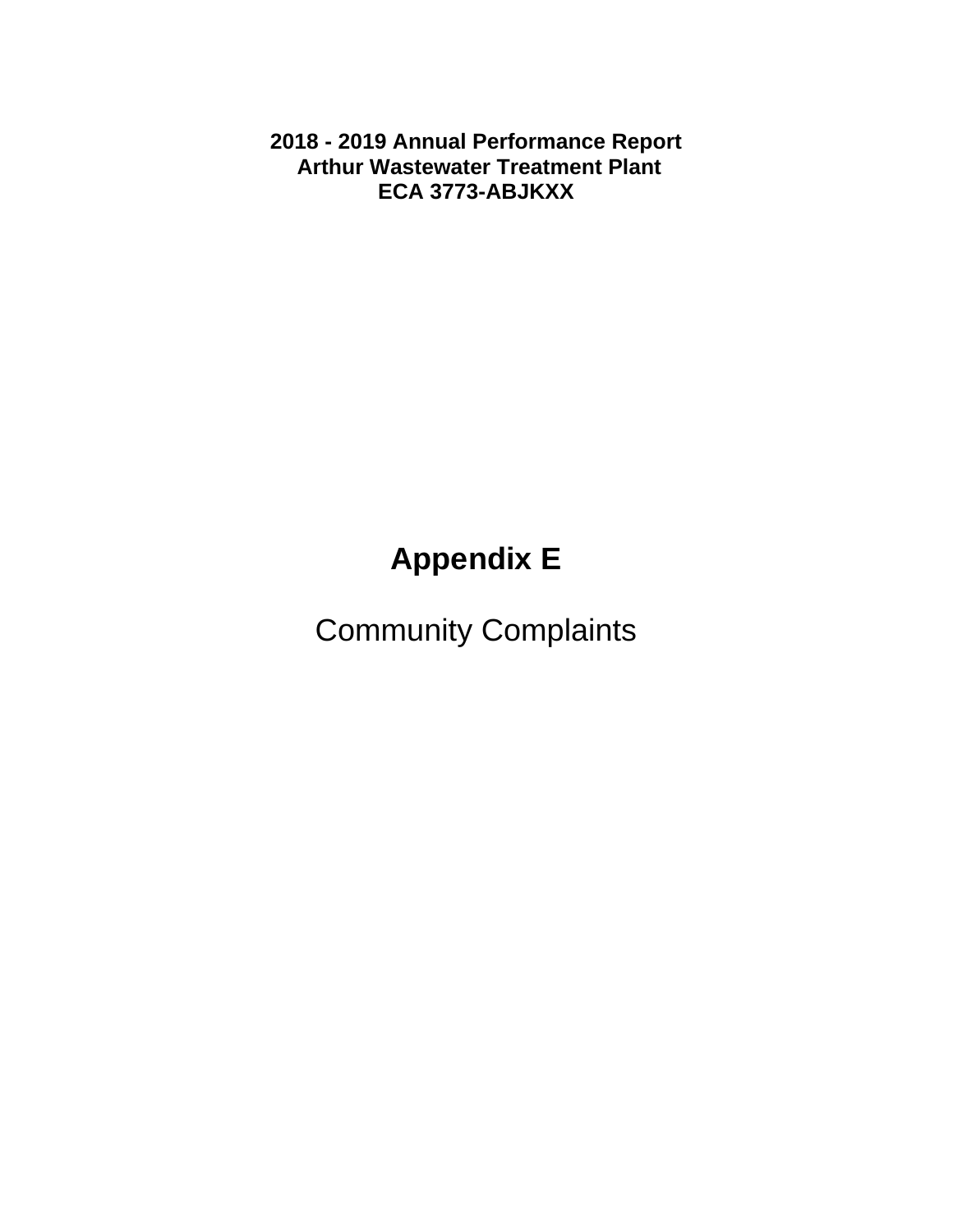**2018 - 2019 Annual Performance Report**
**Arthur Wastewater Treatment Plant**
**ECA 3773-ABJKXX**

# Appendix E

Community Complaints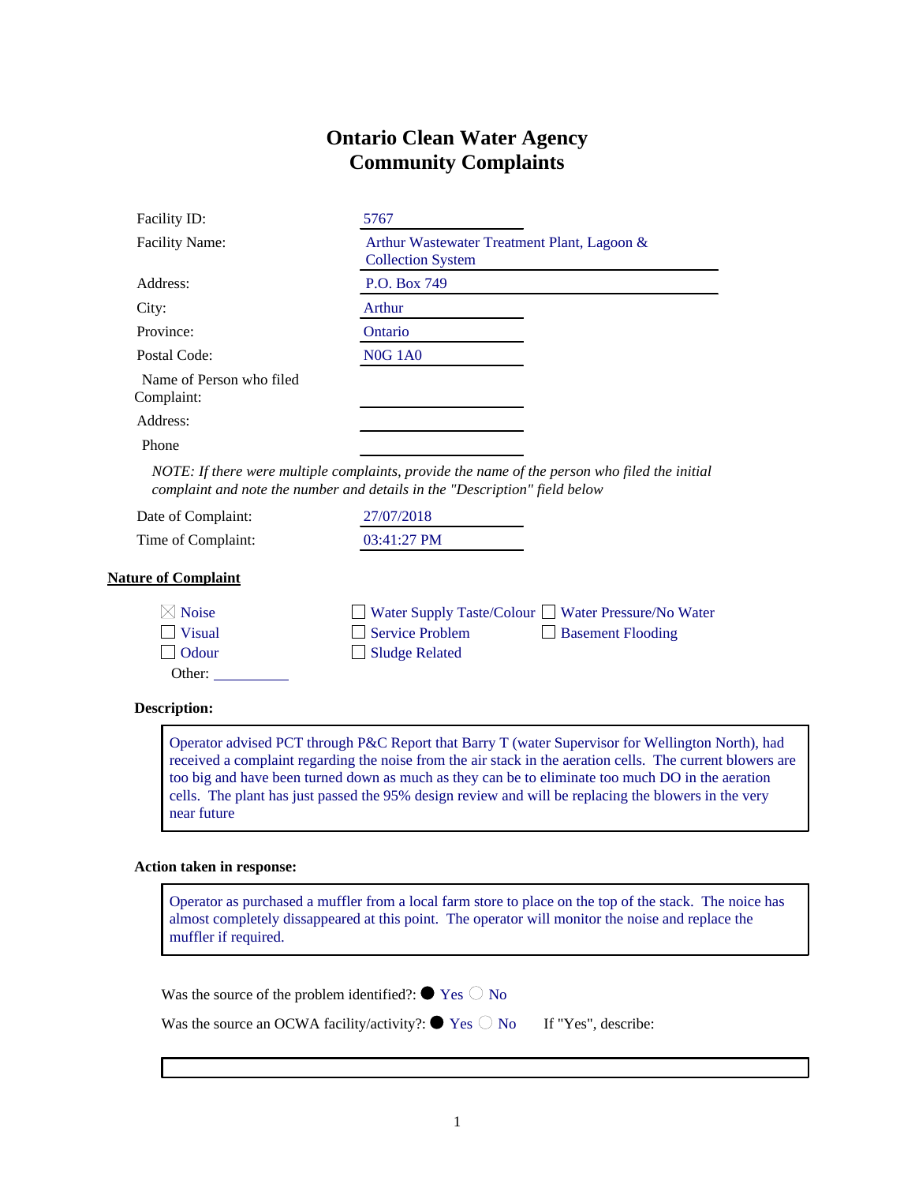# Ontario Clean Water Agency
# Community Complaints

| | |
|---|---|
| Facility ID: | 5767 |
| Facility Name: | Arthur Wastewater Treatment Plant, Lagoon & Collection System |
| Address: | P.O. Box 749 |
| City: | Arthur |
| Province: | Ontario |
| Postal Code: | N0G 1A0 |
| Name of Person who filed Complaint: | |
| Address: | |
| Phone | |

*NOTE: If there were multiple complaints, provide the name of the person who filed the initial complaint and note the number and details in the "Description" field below*

| | |
|---|---|
| Date of Complaint: | 27/07/2018 |
| Time of Complaint: | 03:41:27 PM |

**Nature of Complaint**

- ☒ Noise
- ☐ Visual
- ☐ Odour
- Other: ______
- ☐ Water Supply Taste/Colour
- ☐ Service Problem
- ☐ Sludge Related
- ☐ Water Pressure/No Water
- ☐ Basement Flooding

**Description:**

Operator advised PCT through P&C Report that Barry T (water Supervisor for Wellington North), had received a complaint regarding the noise from the air stack in the aeration cells. The current blowers are too big and have been turned down as much as they can be to eliminate too much DO in the aeration cells. The plant has just passed the 95% design review and will be replacing the blowers in the very near future

**Action taken in response:**

Operator as purchased a muffler from a local farm store to place on the top of the stack. The noice has almost completely dissappeared at this point. The operator will monitor the noise and replace the muffler if required.

Was the source of the problem identified?: ● Yes ○ No

Was the source an OCWA facility/activity?: ● Yes ○ No    If "Yes", describe: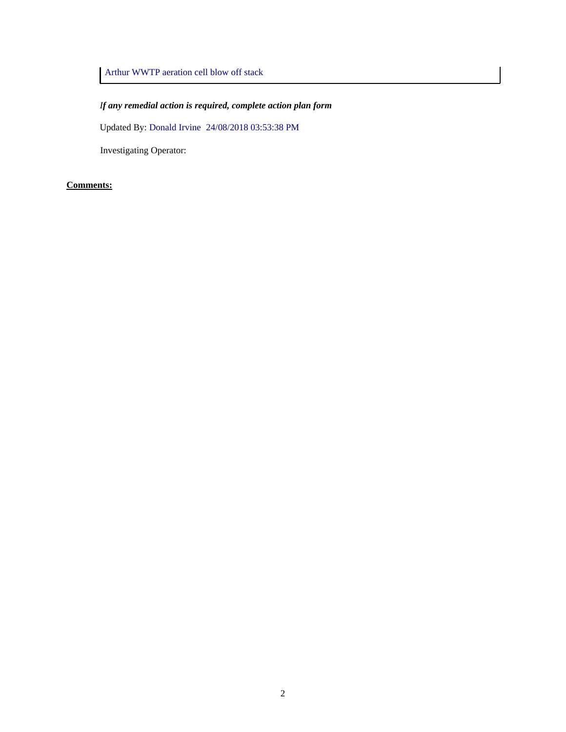Arthur WWTP aeration cell blow off stack

***If any remedial action is required, complete action plan form***

Updated By: Donald Irvine 24/08/2018 03:53:38 PM

Investigating Operator:

**Comments:**